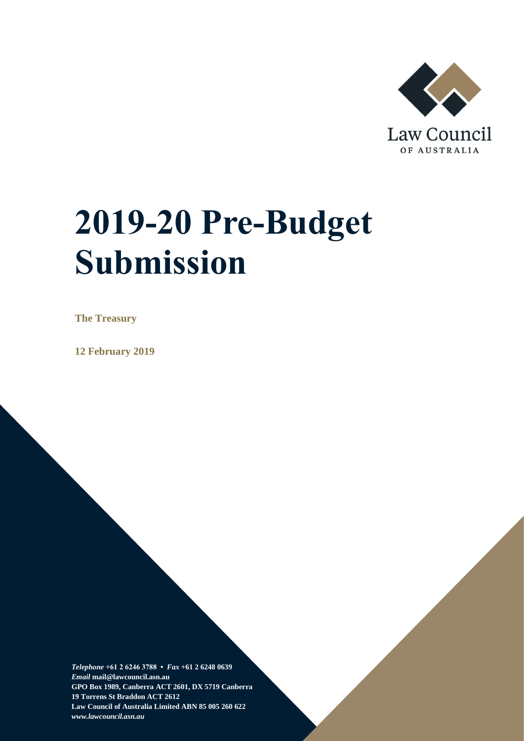Law Council

OF AUSTRALIA

# 2019-20 Pre-Budget Submission

**The Treasury**

**12 February 2019**

***Telephone*** **+61 2 6246 3788 • *Fax* +61 2 6248 0639**
***Email*** **mail@lawcouncil.asn.au**
**GPO Box 1989, Canberra ACT 2601, DX 5719 Canberra**
**19 Torrens St Braddon ACT 2612**
**Law Council of Australia Limited ABN 85 005 260 622**
***www.lawcouncil.asn.au***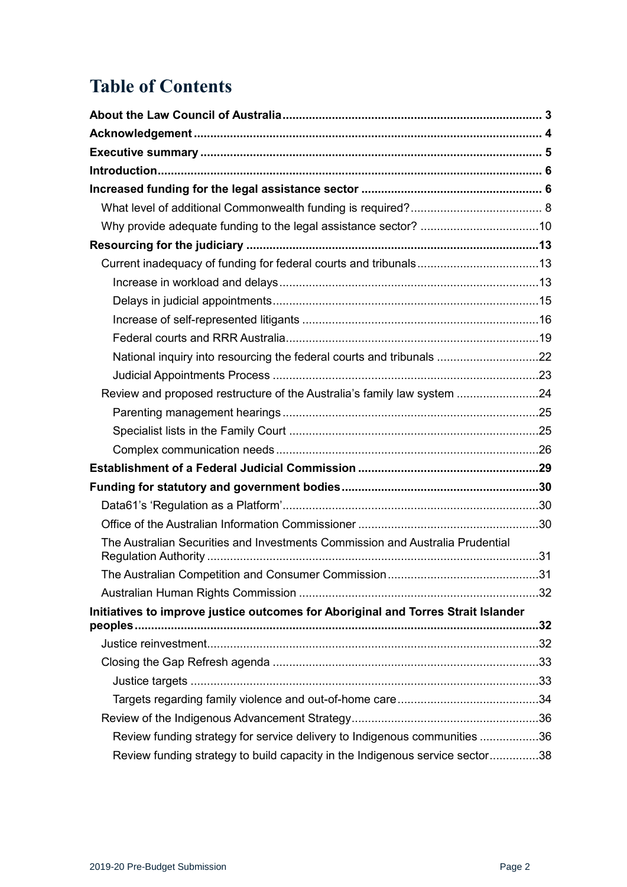# Table of Contents

**About the Law Council of Australia** ..... 3
**Acknowledgement** ..... 4
**Executive summary** ..... 5
**Introduction** ..... 6
**Increased funding for the legal assistance sector** ..... 6
- What level of additional Commonwealth funding is required? ..... 8
- Why provide adequate funding to the legal assistance sector? ..... 10

**Resourcing for the judiciary** ..... 13
- Current inadequacy of funding for federal courts and tribunals ..... 13
  - Increase in workload and delays ..... 13
  - Delays in judicial appointments ..... 15
  - Increase of self-represented litigants ..... 16
  - Federal courts and RRR Australia ..... 19
  - National inquiry into resourcing the federal courts and tribunals ..... 22
  - Judicial Appointments Process ..... 23
- Review and proposed restructure of the Australia's family law system ..... 24
  - Parenting management hearings ..... 25
  - Specialist lists in the Family Court ..... 25
  - Complex communication needs ..... 26

**Establishment of a Federal Judicial Commission** ..... 29
**Funding for statutory and government bodies** ..... 30
- Data61's 'Regulation as a Platform' ..... 30
- Office of the Australian Information Commissioner ..... 30
- The Australian Securities and Investments Commission and Australia Prudential Regulation Authority ..... 31
- The Australian Competition and Consumer Commission ..... 31
- Australian Human Rights Commission ..... 32

**Initiatives to improve justice outcomes for Aboriginal and Torres Strait Islander peoples** ..... 32
- Justice reinvestment ..... 32
- Closing the Gap Refresh agenda ..... 33
  - Justice targets ..... 33
  - Targets regarding family violence and out-of-home care ..... 34
- Review of the Indigenous Advancement Strategy ..... 36
  - Review funding strategy for service delivery to Indigenous communities ..... 36
  - Review funding strategy to build capacity in the Indigenous service sector ..... 38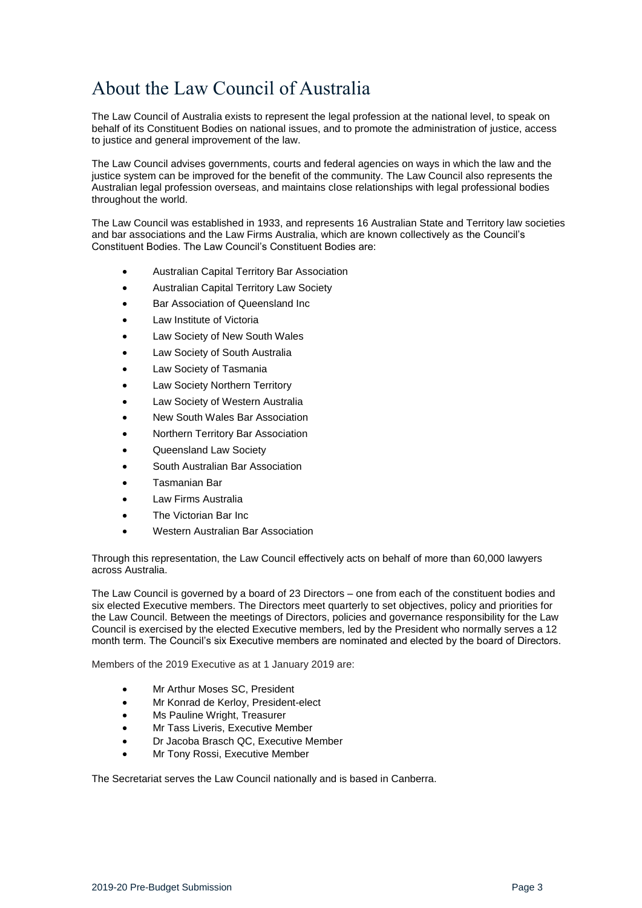# About the Law Council of Australia

The Law Council of Australia exists to represent the legal profession at the national level, to speak on behalf of its Constituent Bodies on national issues, and to promote the administration of justice, access to justice and general improvement of the law.

The Law Council advises governments, courts and federal agencies on ways in which the law and the justice system can be improved for the benefit of the community. The Law Council also represents the Australian legal profession overseas, and maintains close relationships with legal professional bodies throughout the world.

The Law Council was established in 1933, and represents 16 Australian State and Territory law societies and bar associations and the Law Firms Australia, which are known collectively as the Council's Constituent Bodies. The Law Council's Constituent Bodies are:

- Australian Capital Territory Bar Association
- Australian Capital Territory Law Society
- Bar Association of Queensland Inc
- Law Institute of Victoria
- Law Society of New South Wales
- Law Society of South Australia
- Law Society of Tasmania
- Law Society Northern Territory
- Law Society of Western Australia
- New South Wales Bar Association
- Northern Territory Bar Association
- Queensland Law Society
- South Australian Bar Association
- Tasmanian Bar
- Law Firms Australia
- The Victorian Bar Inc
- Western Australian Bar Association

Through this representation, the Law Council effectively acts on behalf of more than 60,000 lawyers across Australia.

The Law Council is governed by a board of 23 Directors – one from each of the constituent bodies and six elected Executive members. The Directors meet quarterly to set objectives, policy and priorities for the Law Council. Between the meetings of Directors, policies and governance responsibility for the Law Council is exercised by the elected Executive members, led by the President who normally serves a 12 month term. The Council's six Executive members are nominated and elected by the board of Directors.

Members of the 2019 Executive as at 1 January 2019 are:

- Mr Arthur Moses SC, President
- Mr Konrad de Kerloy, President-elect
- Ms Pauline Wright, Treasurer
- Mr Tass Liveris, Executive Member
- Dr Jacoba Brasch QC, Executive Member
- Mr Tony Rossi, Executive Member

The Secretariat serves the Law Council nationally and is based in Canberra.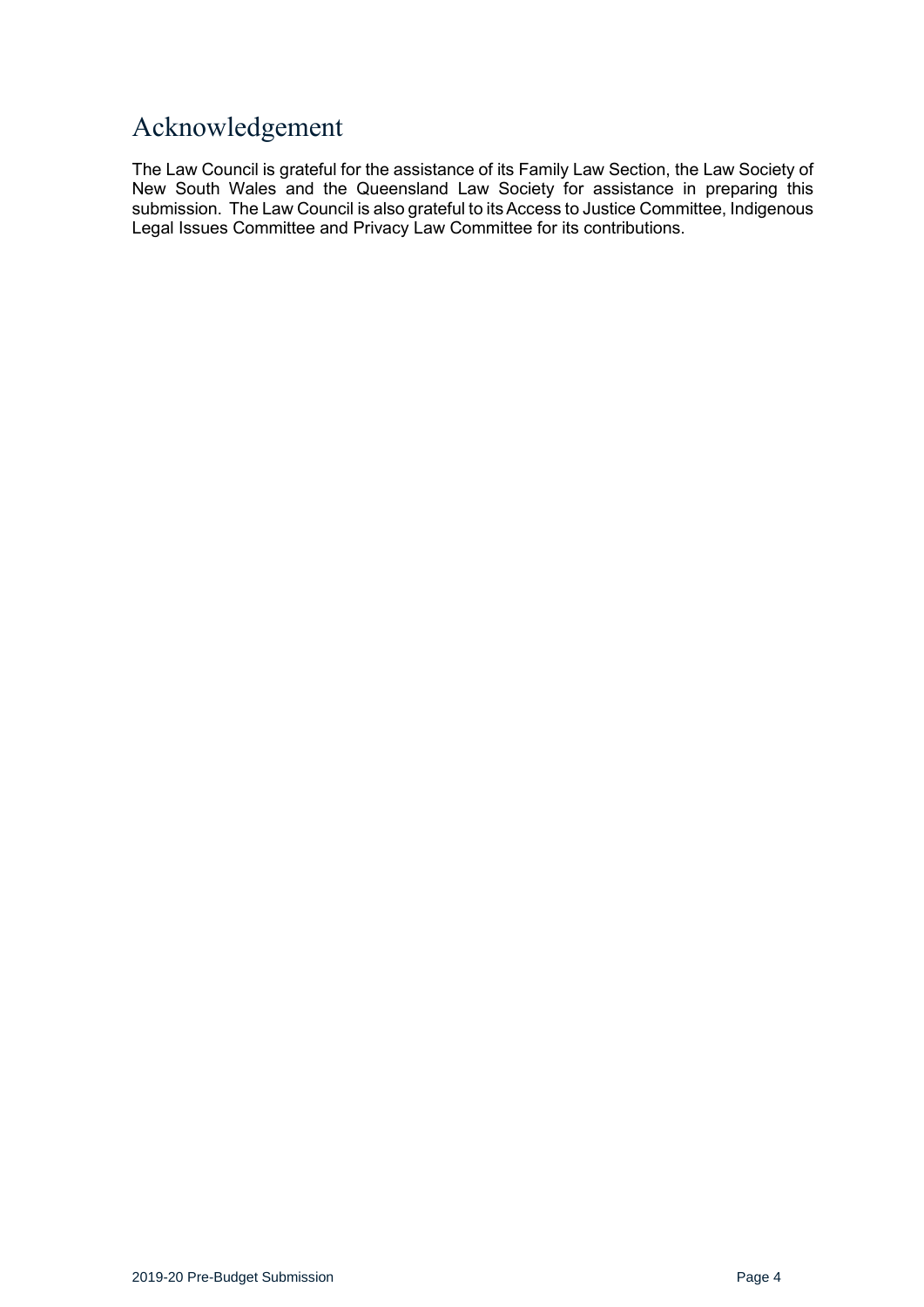# Acknowledgement

The Law Council is grateful for the assistance of its Family Law Section, the Law Society of New South Wales and the Queensland Law Society for assistance in preparing this submission. The Law Council is also grateful to its Access to Justice Committee, Indigenous Legal Issues Committee and Privacy Law Committee for its contributions.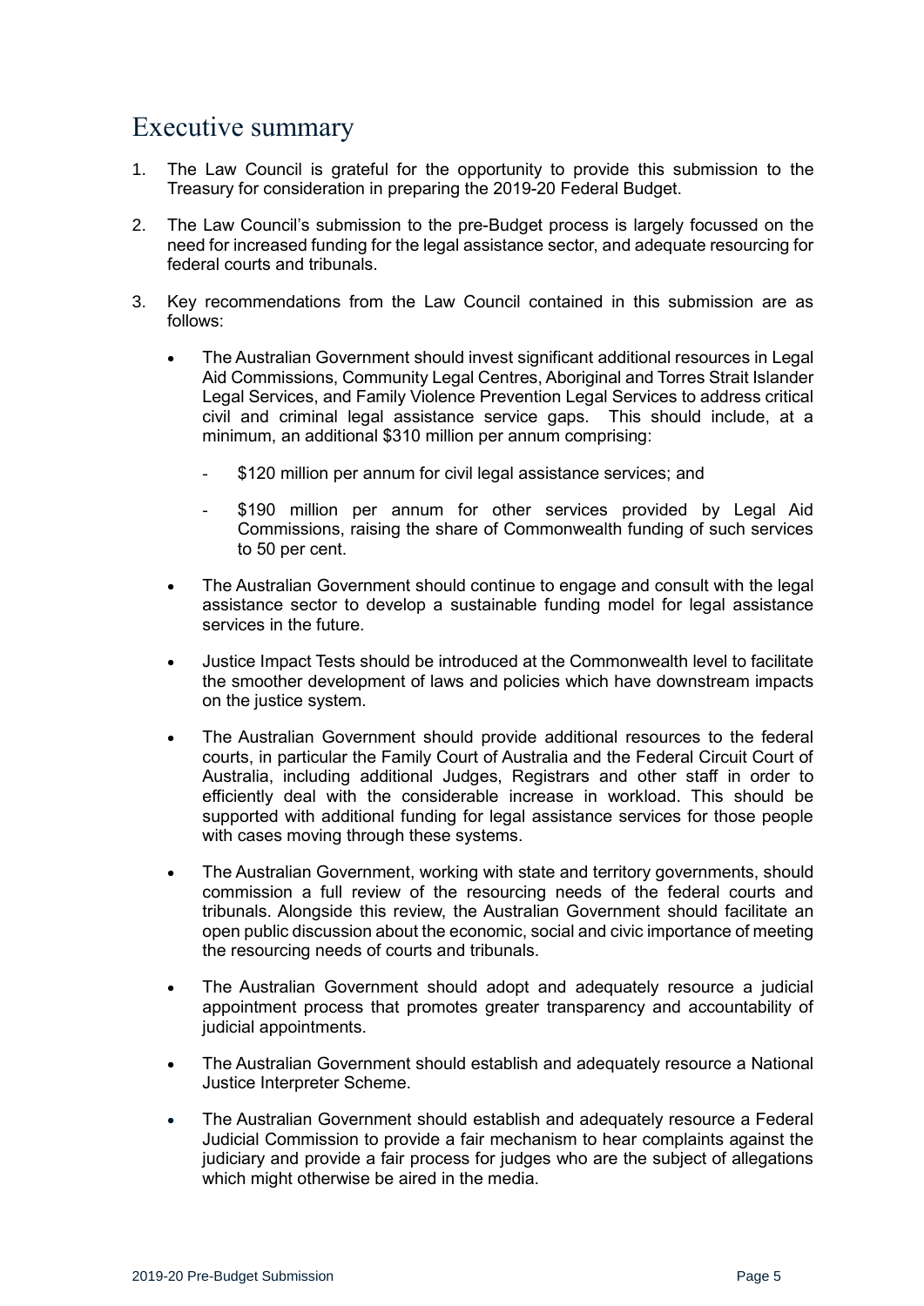# Executive summary

1. The Law Council is grateful for the opportunity to provide this submission to the Treasury for consideration in preparing the 2019-20 Federal Budget.

2. The Law Council's submission to the pre-Budget process is largely focussed on the need for increased funding for the legal assistance sector, and adequate resourcing for federal courts and tribunals.

3. Key recommendations from the Law Council contained in this submission are as follows:

   - The Australian Government should invest significant additional resources in Legal Aid Commissions, Community Legal Centres, Aboriginal and Torres Strait Islander Legal Services, and Family Violence Prevention Legal Services to address critical civil and criminal legal assistance service gaps. This should include, at a minimum, an additional $310 million per annum comprising:

     - $120 million per annum for civil legal assistance services; and

     - $190 million per annum for other services provided by Legal Aid Commissions, raising the share of Commonwealth funding of such services to 50 per cent.

   - The Australian Government should continue to engage and consult with the legal assistance sector to develop a sustainable funding model for legal assistance services in the future.

   - Justice Impact Tests should be introduced at the Commonwealth level to facilitate the smoother development of laws and policies which have downstream impacts on the justice system.

   - The Australian Government should provide additional resources to the federal courts, in particular the Family Court of Australia and the Federal Circuit Court of Australia, including additional Judges, Registrars and other staff in order to efficiently deal with the considerable increase in workload. This should be supported with additional funding for legal assistance services for those people with cases moving through these systems.

   - The Australian Government, working with state and territory governments, should commission a full review of the resourcing needs of the federal courts and tribunals. Alongside this review, the Australian Government should facilitate an open public discussion about the economic, social and civic importance of meeting the resourcing needs of courts and tribunals.

   - The Australian Government should adopt and adequately resource a judicial appointment process that promotes greater transparency and accountability of judicial appointments.

   - The Australian Government should establish and adequately resource a National Justice Interpreter Scheme.

   - The Australian Government should establish and adequately resource a Federal Judicial Commission to provide a fair mechanism to hear complaints against the judiciary and provide a fair process for judges who are the subject of allegations which might otherwise be aired in the media.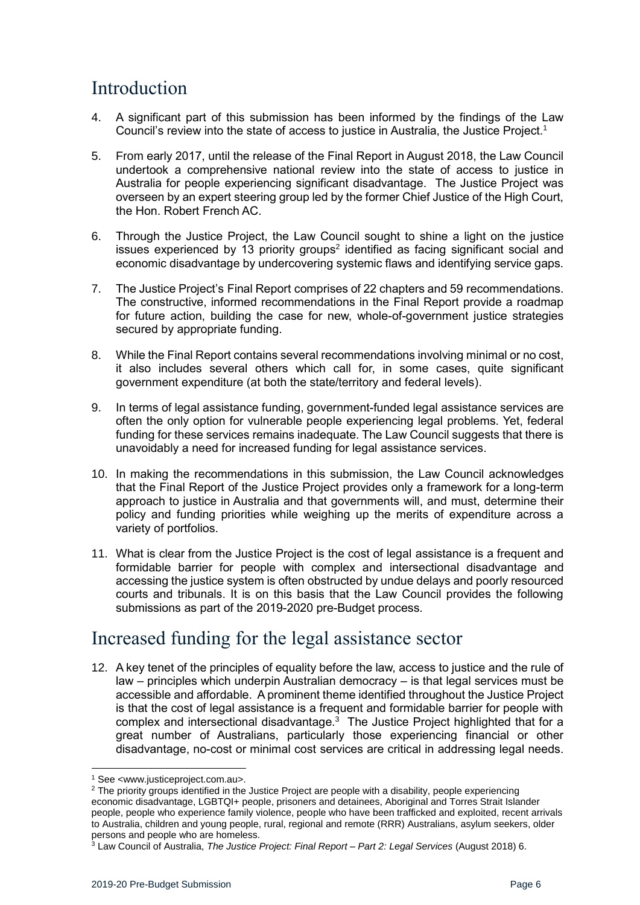## Introduction

4. A significant part of this submission has been informed by the findings of the Law Council's review into the state of access to justice in Australia, the Justice Project.[1]

5. From early 2017, until the release of the Final Report in August 2018, the Law Council undertook a comprehensive national review into the state of access to justice in Australia for people experiencing significant disadvantage. The Justice Project was overseen by an expert steering group led by the former Chief Justice of the High Court, the Hon. Robert French AC.

6. Through the Justice Project, the Law Council sought to shine a light on the justice issues experienced by 13 priority groups[2] identified as facing significant social and economic disadvantage by undercovering systemic flaws and identifying service gaps.

7. The Justice Project's Final Report comprises of 22 chapters and 59 recommendations. The constructive, informed recommendations in the Final Report provide a roadmap for future action, building the case for new, whole-of-government justice strategies secured by appropriate funding.

8. While the Final Report contains several recommendations involving minimal or no cost, it also includes several others which call for, in some cases, quite significant government expenditure (at both the state/territory and federal levels).

9. In terms of legal assistance funding, government-funded legal assistance services are often the only option for vulnerable people experiencing legal problems. Yet, federal funding for these services remains inadequate. The Law Council suggests that there is unavoidably a need for increased funding for legal assistance services.

10. In making the recommendations in this submission, the Law Council acknowledges that the Final Report of the Justice Project provides only a framework for a long-term approach to justice in Australia and that governments will, and must, determine their policy and funding priorities while weighing up the merits of expenditure across a variety of portfolios.

11. What is clear from the Justice Project is the cost of legal assistance is a frequent and formidable barrier for people with complex and intersectional disadvantage and accessing the justice system is often obstructed by undue delays and poorly resourced courts and tribunals. It is on this basis that the Law Council provides the following submissions as part of the 2019-2020 pre-Budget process.

## Increased funding for the legal assistance sector

12. A key tenet of the principles of equality before the law, access to justice and the rule of law – principles which underpin Australian democracy – is that legal services must be accessible and affordable. A prominent theme identified throughout the Justice Project is that the cost of legal assistance is a frequent and formidable barrier for people with complex and intersectional disadvantage.[3] The Justice Project highlighted that for a great number of Australians, particularly those experiencing financial or other disadvantage, no-cost or minimal cost services are critical in addressing legal needs.

---

[1] See <www.justiceproject.com.au>.

[2] The priority groups identified in the Justice Project are people with a disability, people experiencing economic disadvantage, LGBTQI+ people, prisoners and detainees, Aboriginal and Torres Strait Islander people, people who experience family violence, people who have been trafficked and exploited, recent arrivals to Australia, children and young people, rural, regional and remote (RRR) Australians, asylum seekers, older persons and people who are homeless.

[3] Law Council of Australia, *The Justice Project: Final Report – Part 2: Legal Services* (August 2018) 6.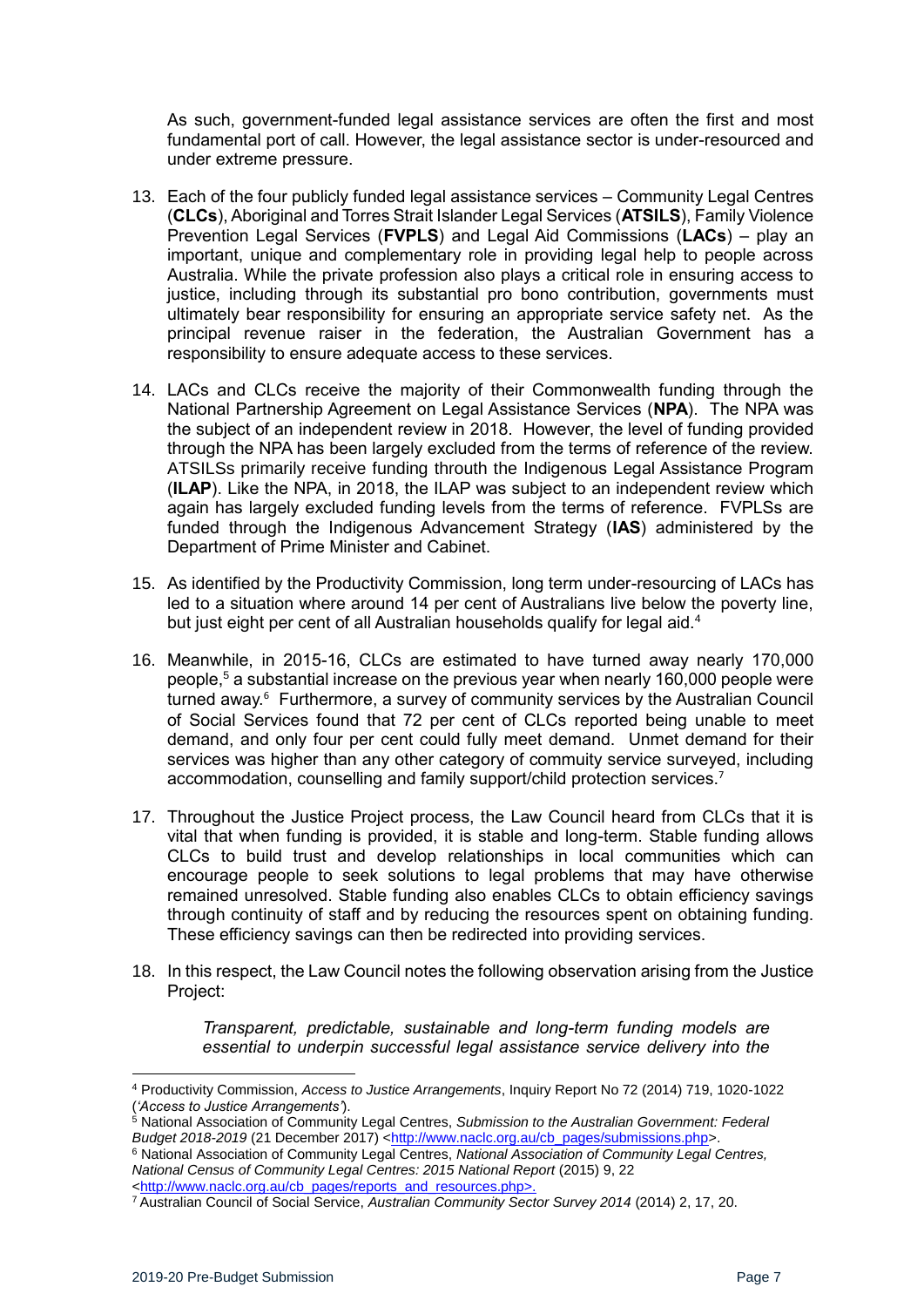As such, government-funded legal assistance services are often the first and most fundamental port of call. However, the legal assistance sector is under-resourced and under extreme pressure.

13. Each of the four publicly funded legal assistance services – Community Legal Centres (**CLCs**), Aboriginal and Torres Strait Islander Legal Services (**ATSILS**), Family Violence Prevention Legal Services (**FVPLS**) and Legal Aid Commissions (**LACs**) – play an important, unique and complementary role in providing legal help to people across Australia. While the private profession also plays a critical role in ensuring access to justice, including through its substantial pro bono contribution, governments must ultimately bear responsibility for ensuring an appropriate service safety net. As the principal revenue raiser in the federation, the Australian Government has a responsibility to ensure adequate access to these services.

14. LACs and CLCs receive the majority of their Commonwealth funding through the National Partnership Agreement on Legal Assistance Services (**NPA**). The NPA was the subject of an independent review in 2018. However, the level of funding provided through the NPA has been largely excluded from the terms of reference of the review. ATSILSs primarily receive funding throuth the Indigenous Legal Assistance Program (**ILAP**). Like the NPA, in 2018, the ILAP was subject to an independent review which again has largely excluded funding levels from the terms of reference. FVPLSs are funded through the Indigenous Advancement Strategy (**IAS**) administered by the Department of Prime Minister and Cabinet.

15. As identified by the Productivity Commission, long term under-resourcing of LACs has led to a situation where around 14 per cent of Australians live below the poverty line, but just eight per cent of all Australian households qualify for legal aid.[4]

16. Meanwhile, in 2015-16, CLCs are estimated to have turned away nearly 170,000 people,[5] a substantial increase on the previous year when nearly 160,000 people were turned away.[6] Furthermore, a survey of community services by the Australian Council of Social Services found that 72 per cent of CLCs reported being unable to meet demand, and only four per cent could fully meet demand. Unmet demand for their services was higher than any other category of commuity service surveyed, including accommodation, counselling and family support/child protection services.[7]

17. Throughout the Justice Project process, the Law Council heard from CLCs that it is vital that when funding is provided, it is stable and long-term. Stable funding allows CLCs to build trust and develop relationships in local communities which can encourage people to seek solutions to legal problems that may have otherwise remained unresolved. Stable funding also enables CLCs to obtain efficiency savings through continuity of staff and by reducing the resources spent on obtaining funding. These efficiency savings can then be redirected into providing services.

18. In this respect, the Law Council notes the following observation arising from the Justice Project:

> *Transparent, predictable, sustainable and long-term funding models are essential to underpin successful legal assistance service delivery into the*

---

[4] Productivity Commission, *Access to Justice Arrangements*, Inquiry Report No 72 (2014) 719, 1020-1022 (*'Access to Justice Arrangements'*).

[5] National Association of Community Legal Centres, *Submission to the Australian Government: Federal Budget 2018-2019* (21 December 2017) <http://www.naclc.org.au/cb_pages/submissions.php>.

[6] National Association of Community Legal Centres, *National Association of Community Legal Centres, National Census of Community Legal Centres: 2015 National Report* (2015) 9, 22 <http://www.naclc.org.au/cb_pages/reports_and_resources.php>.

[7] Australian Council of Social Service, *Australian Community Sector Survey 2014* (2014) 2, 17, 20.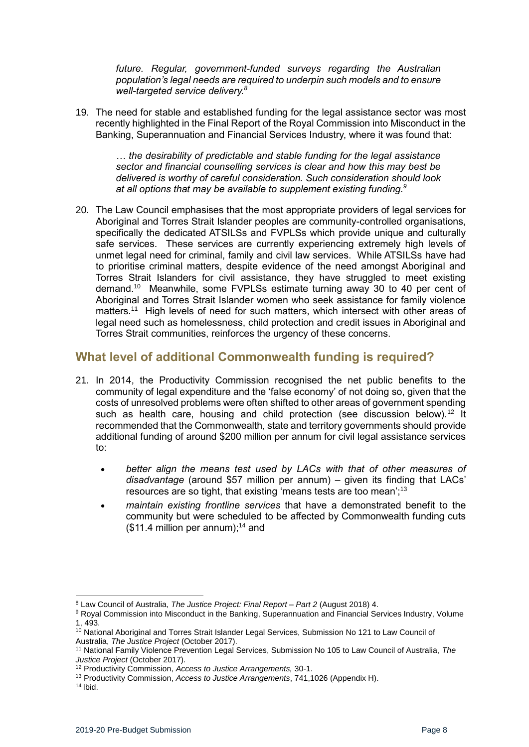*future. Regular, government-funded surveys regarding the Australian population's legal needs are required to underpin such models and to ensure well-targeted service delivery.*[8]

19. The need for stable and established funding for the legal assistance sector was most recently highlighted in the Final Report of the Royal Commission into Misconduct in the Banking, Superannuation and Financial Services Industry, where it was found that:

    *… the desirability of predictable and stable funding for the legal assistance sector and financial counselling services is clear and how this may best be delivered is worthy of careful consideration. Such consideration should look at all options that may be available to supplement existing funding.*[9]

20. The Law Council emphasises that the most appropriate providers of legal services for Aboriginal and Torres Strait Islander peoples are community-controlled organisations, specifically the dedicated ATSILSs and FVPLSs which provide unique and culturally safe services. These services are currently experiencing extremely high levels of unmet legal need for criminal, family and civil law services. While ATSILSs have had to prioritise criminal matters, despite evidence of the need amongst Aboriginal and Torres Strait Islanders for civil assistance, they have struggled to meet existing demand.[10] Meanwhile, some FVPLSs estimate turning away 30 to 40 per cent of Aboriginal and Torres Strait Islander women who seek assistance for family violence matters.[11] High levels of need for such matters, which intersect with other areas of legal need such as homelessness, child protection and credit issues in Aboriginal and Torres Strait communities, reinforces the urgency of these concerns.

## What level of additional Commonwealth funding is required?

21. In 2014, the Productivity Commission recognised the net public benefits to the community of legal expenditure and the 'false economy' of not doing so, given that the costs of unresolved problems were often shifted to other areas of government spending such as health care, housing and child protection (see discussion below).[12] It recommended that the Commonwealth, state and territory governments should provide additional funding of around $200 million per annum for civil legal assistance services to:

    - *better align the means test used by LACs with that of other measures of disadvantage* (around $57 million per annum) – given its finding that LACs' resources are so tight, that existing 'means tests are too mean';[13]
    - *maintain existing frontline services* that have a demonstrated benefit to the community but were scheduled to be affected by Commonwealth funding cuts ($11.4 million per annum);[14] and

---

[8] Law Council of Australia, *The Justice Project: Final Report – Part 2* (August 2018) 4.

[9] Royal Commission into Misconduct in the Banking, Superannuation and Financial Services Industry, Volume 1, 493.

[10] National Aboriginal and Torres Strait Islander Legal Services, Submission No 121 to Law Council of Australia, *The Justice Project* (October 2017).

[11] National Family Violence Prevention Legal Services, Submission No 105 to Law Council of Australia, *The Justice Project* (October 2017).

[12] Productivity Commission, *Access to Justice Arrangements,* 30-1.

[13] Productivity Commission, *Access to Justice Arrangements*, 741,1026 (Appendix H).

[14] Ibid.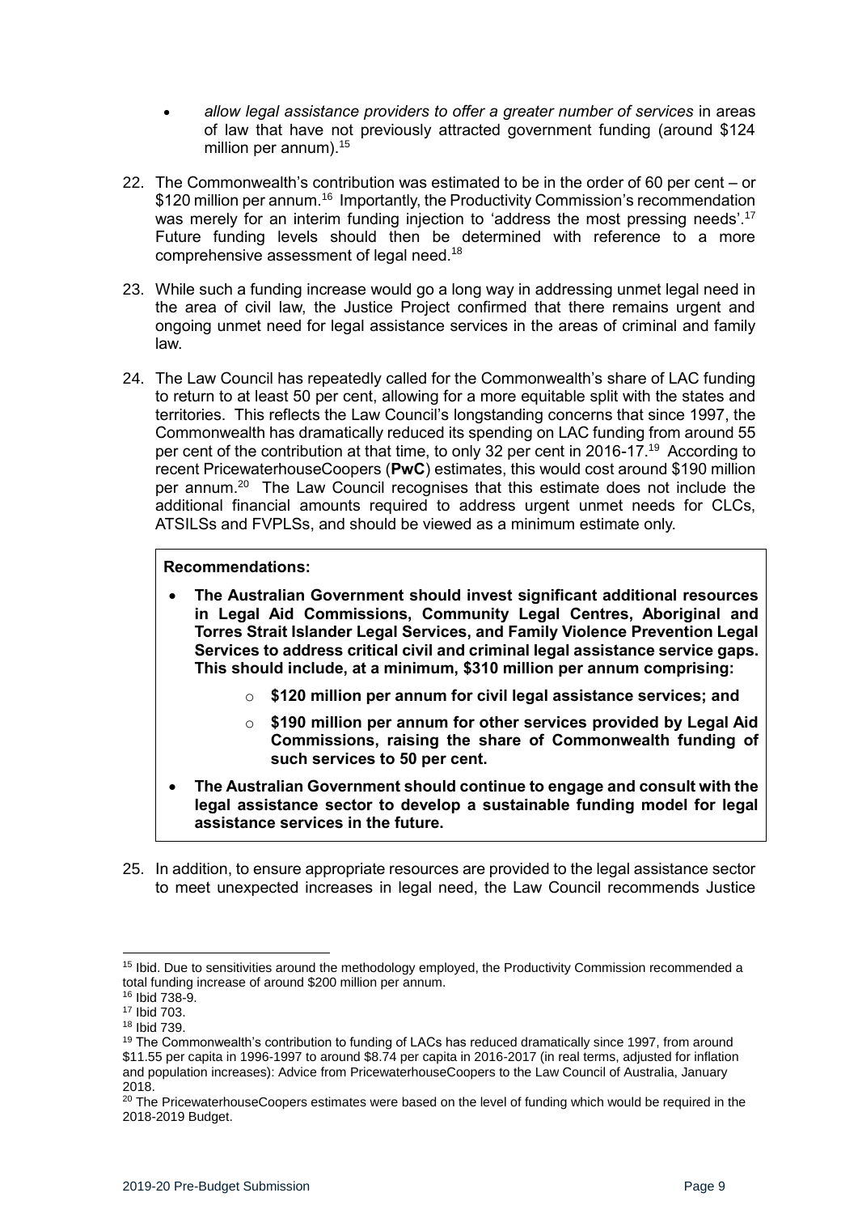- *allow legal assistance providers to offer a greater number of services* in areas of law that have not previously attracted government funding (around $124 million per annum).[15]

22. The Commonwealth's contribution was estimated to be in the order of 60 per cent – or $120 million per annum.[16] Importantly, the Productivity Commission's recommendation was merely for an interim funding injection to 'address the most pressing needs'.[17] Future funding levels should then be determined with reference to a more comprehensive assessment of legal need.[18]

23. While such a funding increase would go a long way in addressing unmet legal need in the area of civil law, the Justice Project confirmed that there remains urgent and ongoing unmet need for legal assistance services in the areas of criminal and family law.

24. The Law Council has repeatedly called for the Commonwealth's share of LAC funding to return to at least 50 per cent, allowing for a more equitable split with the states and territories. This reflects the Law Council's longstanding concerns that since 1997, the Commonwealth has dramatically reduced its spending on LAC funding from around 55 per cent of the contribution at that time, to only 32 per cent in 2016-17.[19] According to recent PricewaterhouseCoopers (**PwC**) estimates, this would cost around $190 million per annum.[20] The Law Council recognises that this estimate does not include the additional financial amounts required to address urgent unmet needs for CLCs, ATSILSs and FVPLSs, and should be viewed as a minimum estimate only.

**Recommendations:**

- **The Australian Government should invest significant additional resources in Legal Aid Commissions, Community Legal Centres, Aboriginal and Torres Strait Islander Legal Services, and Family Violence Prevention Legal Services to address critical civil and criminal legal assistance service gaps. This should include, at a minimum, $310 million per annum comprising:**
    - **$120 million per annum for civil legal assistance services; and**
    - **$190 million per annum for other services provided by Legal Aid Commissions, raising the share of Commonwealth funding of such services to 50 per cent.**
- **The Australian Government should continue to engage and consult with the legal assistance sector to develop a sustainable funding model for legal assistance services in the future.**

25. In addition, to ensure appropriate resources are provided to the legal assistance sector to meet unexpected increases in legal need, the Law Council recommends Justice

---

[15] Ibid. Due to sensitivities around the methodology employed, the Productivity Commission recommended a total funding increase of around $200 million per annum.

[16] Ibid 738-9.

[17] Ibid 703.

[18] Ibid 739.

[19] The Commonwealth's contribution to funding of LACs has reduced dramatically since 1997, from around $11.55 per capita in 1996-1997 to around $8.74 per capita in 2016-2017 (in real terms, adjusted for inflation and population increases): Advice from PricewaterhouseCoopers to the Law Council of Australia, January 2018.

[20] The PricewaterhouseCoopers estimates were based on the level of funding which would be required in the 2018-2019 Budget.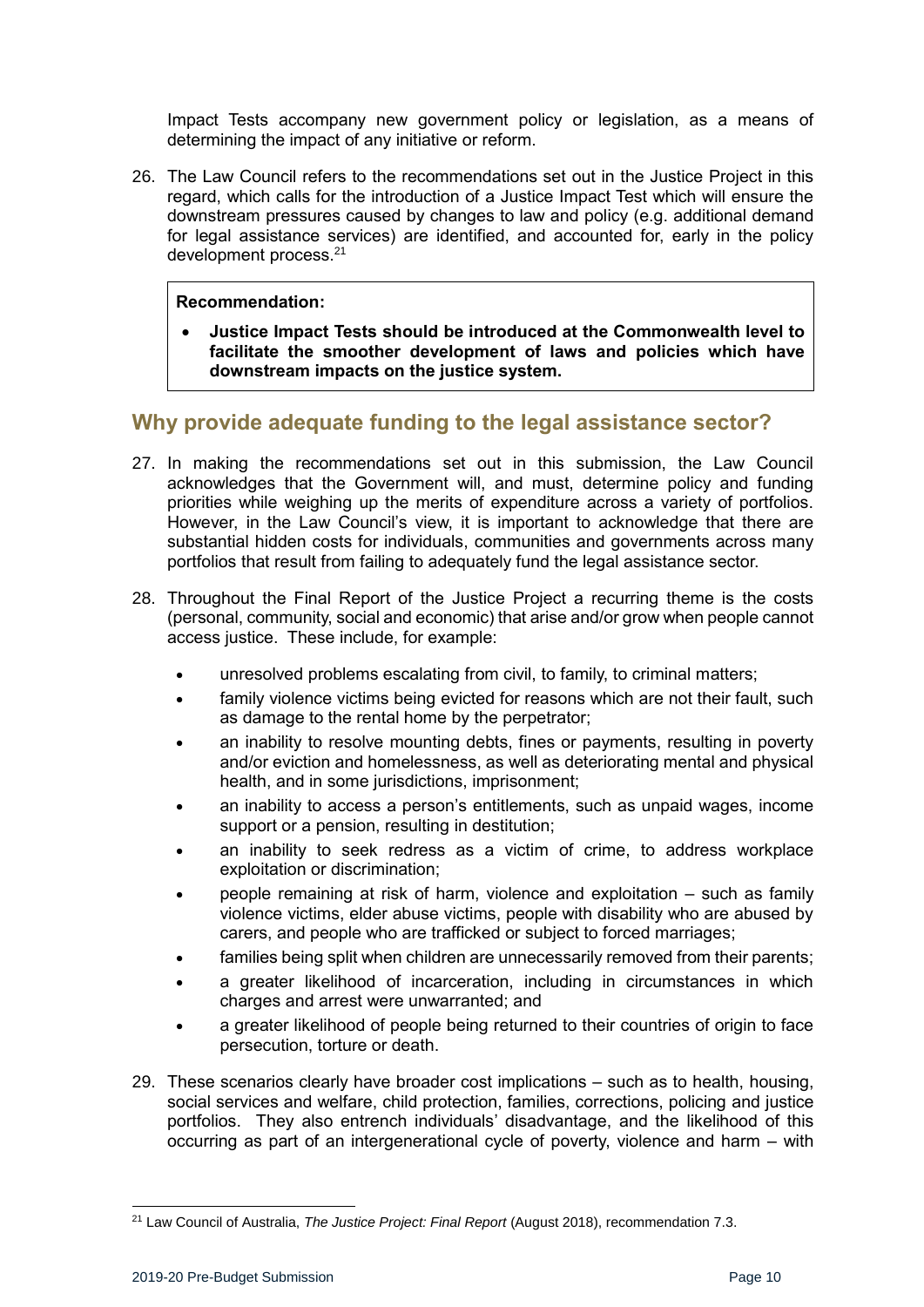Impact Tests accompany new government policy or legislation, as a means of determining the impact of any initiative or reform.

26. The Law Council refers to the recommendations set out in the Justice Project in this regard, which calls for the introduction of a Justice Impact Test which will ensure the downstream pressures caused by changes to law and policy (e.g. additional demand for legal assistance services) are identified, and accounted for, early in the policy development process.[21]

> **Recommendation:**
>
> - **Justice Impact Tests should be introduced at the Commonwealth level to facilitate the smoother development of laws and policies which have downstream impacts on the justice system.**

## Why provide adequate funding to the legal assistance sector?

27. In making the recommendations set out in this submission, the Law Council acknowledges that the Government will, and must, determine policy and funding priorities while weighing up the merits of expenditure across a variety of portfolios. However, in the Law Council's view, it is important to acknowledge that there are substantial hidden costs for individuals, communities and governments across many portfolios that result from failing to adequately fund the legal assistance sector.

28. Throughout the Final Report of the Justice Project a recurring theme is the costs (personal, community, social and economic) that arise and/or grow when people cannot access justice. These include, for example:

    - unresolved problems escalating from civil, to family, to criminal matters;
    - family violence victims being evicted for reasons which are not their fault, such as damage to the rental home by the perpetrator;
    - an inability to resolve mounting debts, fines or payments, resulting in poverty and/or eviction and homelessness, as well as deteriorating mental and physical health, and in some jurisdictions, imprisonment;
    - an inability to access a person's entitlements, such as unpaid wages, income support or a pension, resulting in destitution;
    - an inability to seek redress as a victim of crime, to address workplace exploitation or discrimination;
    - people remaining at risk of harm, violence and exploitation – such as family violence victims, elder abuse victims, people with disability who are abused by carers, and people who are trafficked or subject to forced marriages;
    - families being split when children are unnecessarily removed from their parents;
    - a greater likelihood of incarceration, including in circumstances in which charges and arrest were unwarranted; and
    - a greater likelihood of people being returned to their countries of origin to face persecution, torture or death.

29. These scenarios clearly have broader cost implications – such as to health, housing, social services and welfare, child protection, families, corrections, policing and justice portfolios. They also entrench individuals' disadvantage, and the likelihood of this occurring as part of an intergenerational cycle of poverty, violence and harm – with

---

[21] Law Council of Australia, *The Justice Project: Final Report* (August 2018), recommendation 7.3.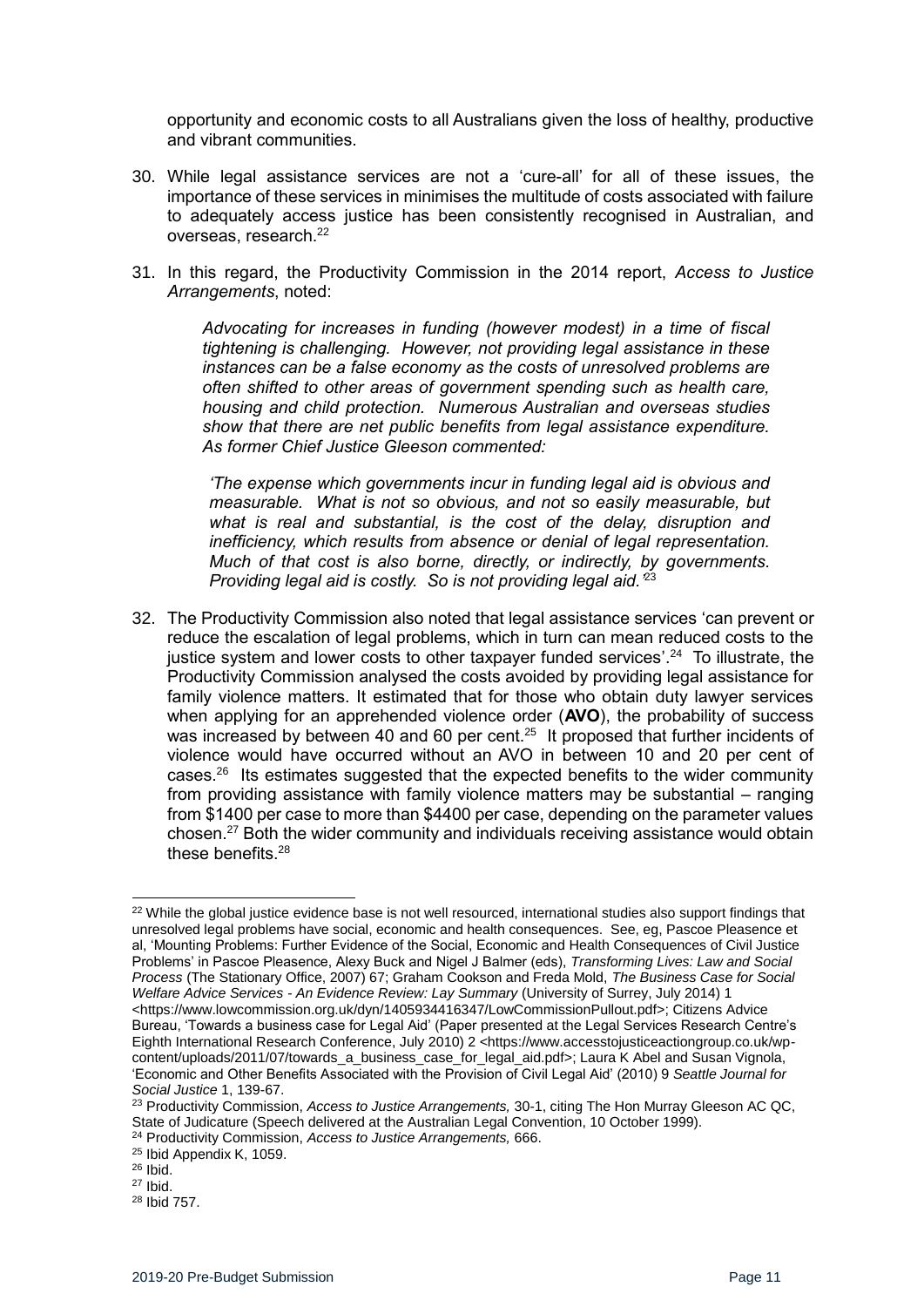opportunity and economic costs to all Australians given the loss of healthy, productive and vibrant communities.

30. While legal assistance services are not a 'cure-all' for all of these issues, the importance of these services in minimises the multitude of costs associated with failure to adequately access justice has been consistently recognised in Australian, and overseas, research.[22]

31. In this regard, the Productivity Commission in the 2014 report, *Access to Justice Arrangements*, noted:

    *Advocating for increases in funding (however modest) in a time of fiscal tightening is challenging. However, not providing legal assistance in these instances can be a false economy as the costs of unresolved problems are often shifted to other areas of government spending such as health care, housing and child protection. Numerous Australian and overseas studies show that there are net public benefits from legal assistance expenditure. As former Chief Justice Gleeson commented:*

    *'The expense which governments incur in funding legal aid is obvious and measurable. What is not so obvious, and not so easily measurable, but what is real and substantial, is the cost of the delay, disruption and inefficiency, which results from absence or denial of legal representation. Much of that cost is also borne, directly, or indirectly, by governments. Providing legal aid is costly. So is not providing legal aid.'*[23]

32. The Productivity Commission also noted that legal assistance services 'can prevent or reduce the escalation of legal problems, which in turn can mean reduced costs to the justice system and lower costs to other taxpayer funded services'.[24] To illustrate, the Productivity Commission analysed the costs avoided by providing legal assistance for family violence matters. It estimated that for those who obtain duty lawyer services when applying for an apprehended violence order (**AVO**), the probability of success was increased by between 40 and 60 per cent.[25] It proposed that further incidents of violence would have occurred without an AVO in between 10 and 20 per cent of cases.[26] Its estimates suggested that the expected benefits to the wider community from providing assistance with family violence matters may be substantial – ranging from $1400 per case to more than $4400 per case, depending on the parameter values chosen.[27] Both the wider community and individuals receiving assistance would obtain these benefits.[28]

---

[22] While the global justice evidence base is not well resourced, international studies also support findings that unresolved legal problems have social, economic and health consequences. See, eg, Pascoe Pleasence et al, 'Mounting Problems: Further Evidence of the Social, Economic and Health Consequences of Civil Justice Problems' in Pascoe Pleasence, Alexy Buck and Nigel J Balmer (eds), *Transforming Lives: Law and Social Process* (The Stationary Office, 2007) 67; Graham Cookson and Freda Mold, *The Business Case for Social Welfare Advice Services - An Evidence Review: Lay Summary* (University of Surrey, July 2014) 1 <https://www.lowcommission.org.uk/dyn/1405934416347/LowCommissionPullout.pdf>; Citizens Advice Bureau, 'Towards a business case for Legal Aid' (Paper presented at the Legal Services Research Centre's Eighth International Research Conference, July 2010) 2 <https://www.accesstojusticeactiongroup.co.uk/wp-content/uploads/2011/07/towards_a_business_case_for_legal_aid.pdf>; Laura K Abel and Susan Vignola, 'Economic and Other Benefits Associated with the Provision of Civil Legal Aid' (2010) 9 *Seattle Journal for Social Justice* 1, 139-67.

[23] Productivity Commission, *Access to Justice Arrangements,* 30-1, citing The Hon Murray Gleeson AC QC, State of Judicature (Speech delivered at the Australian Legal Convention, 10 October 1999).

[24] Productivity Commission, *Access to Justice Arrangements,* 666.

[25] Ibid Appendix K, 1059.

[26] Ibid.

[27] Ibid.

[28] Ibid 757.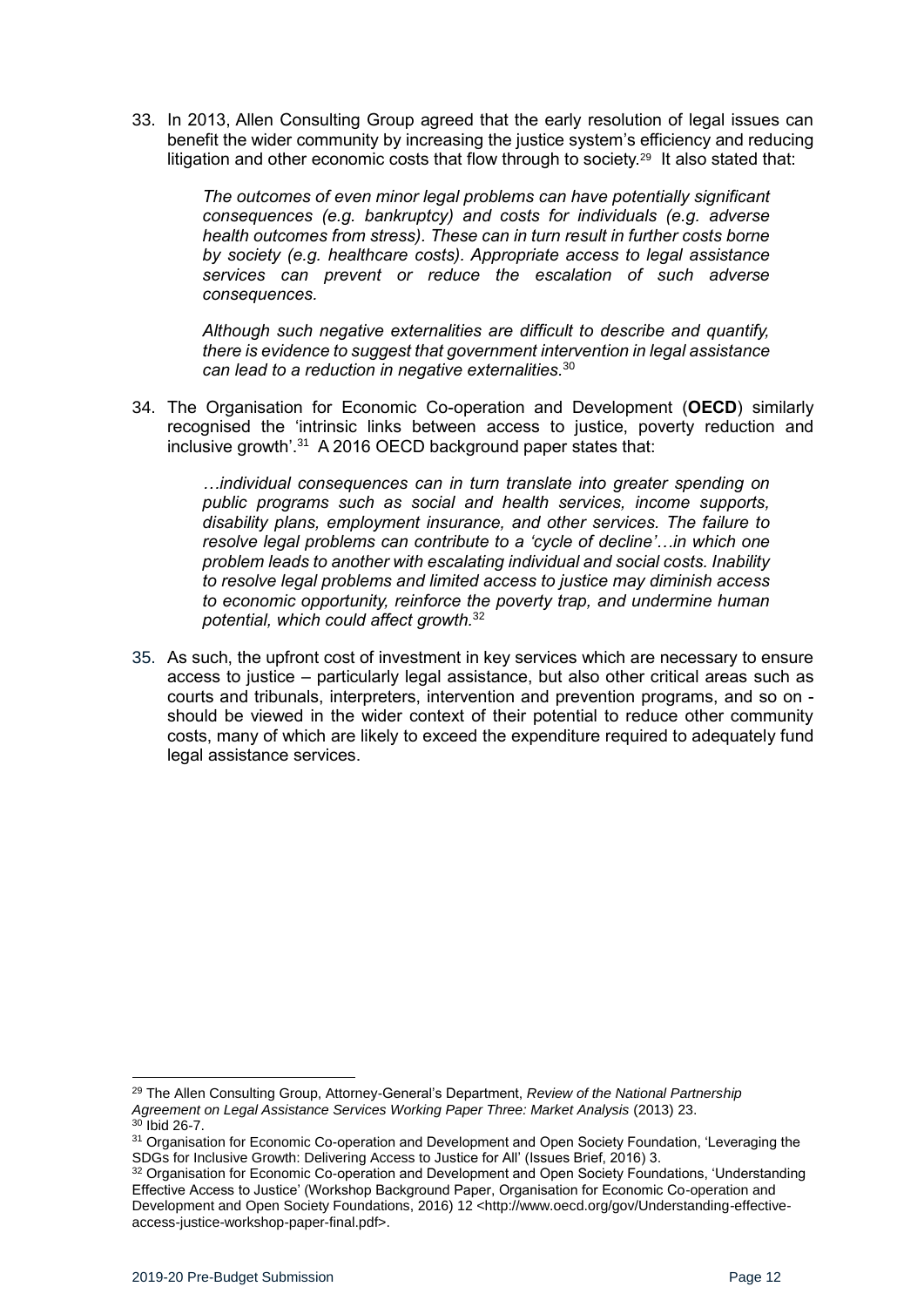33. In 2013, Allen Consulting Group agreed that the early resolution of legal issues can benefit the wider community by increasing the justice system's efficiency and reducing litigation and other economic costs that flow through to society.[29] It also stated that:

> *The outcomes of even minor legal problems can have potentially significant consequences (e.g. bankruptcy) and costs for individuals (e.g. adverse health outcomes from stress). These can in turn result in further costs borne by society (e.g. healthcare costs). Appropriate access to legal assistance services can prevent or reduce the escalation of such adverse consequences.*
>
> *Although such negative externalities are difficult to describe and quantify, there is evidence to suggest that government intervention in legal assistance can lead to a reduction in negative externalities.*[30]

34. The Organisation for Economic Co-operation and Development (**OECD**) similarly recognised the 'intrinsic links between access to justice, poverty reduction and inclusive growth'.[31] A 2016 OECD background paper states that:

> *…individual consequences can in turn translate into greater spending on public programs such as social and health services, income supports, disability plans, employment insurance, and other services. The failure to resolve legal problems can contribute to a 'cycle of decline'…in which one problem leads to another with escalating individual and social costs. Inability to resolve legal problems and limited access to justice may diminish access to economic opportunity, reinforce the poverty trap, and undermine human potential, which could affect growth.*[32]

35. As such, the upfront cost of investment in key services which are necessary to ensure access to justice – particularly legal assistance, but also other critical areas such as courts and tribunals, interpreters, intervention and prevention programs, and so on - should be viewed in the wider context of their potential to reduce other community costs, many of which are likely to exceed the expenditure required to adequately fund legal assistance services.

---

[29] The Allen Consulting Group, Attorney-General's Department, *Review of the National Partnership Agreement on Legal Assistance Services Working Paper Three: Market Analysis* (2013) 23.

[30] Ibid 26-7.

[31] Organisation for Economic Co-operation and Development and Open Society Foundation, 'Leveraging the SDGs for Inclusive Growth: Delivering Access to Justice for All' (Issues Brief, 2016) 3.

[32] Organisation for Economic Co-operation and Development and Open Society Foundations, 'Understanding Effective Access to Justice' (Workshop Background Paper, Organisation for Economic Co-operation and Development and Open Society Foundations, 2016) 12 <http://www.oecd.org/gov/Understanding-effective-access-justice-workshop-paper-final.pdf>.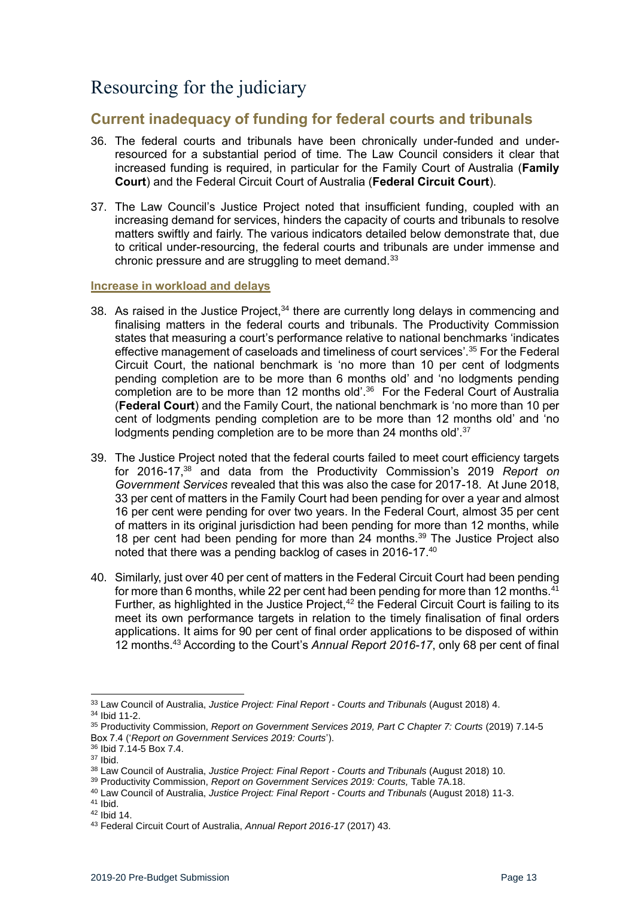# Resourcing for the judiciary

## Current inadequacy of funding for federal courts and tribunals

36. The federal courts and tribunals have been chronically under-funded and under-resourced for a substantial period of time. The Law Council considers it clear that increased funding is required, in particular for the Family Court of Australia (**Family Court**) and the Federal Circuit Court of Australia (**Federal Circuit Court**).

37. The Law Council's Justice Project noted that insufficient funding, coupled with an increasing demand for services, hinders the capacity of courts and tribunals to resolve matters swiftly and fairly. The various indicators detailed below demonstrate that, due to critical under-resourcing, the federal courts and tribunals are under immense and chronic pressure and are struggling to meet demand.[33]

### Increase in workload and delays

38. As raised in the Justice Project,[34] there are currently long delays in commencing and finalising matters in the federal courts and tribunals. The Productivity Commission states that measuring a court's performance relative to national benchmarks 'indicates effective management of caseloads and timeliness of court services'.[35] For the Federal Circuit Court, the national benchmark is 'no more than 10 per cent of lodgments pending completion are to be more than 6 months old' and 'no lodgments pending completion are to be more than 12 months old'.[36] For the Federal Court of Australia (**Federal Court**) and the Family Court, the national benchmark is 'no more than 10 per cent of lodgments pending completion are to be more than 12 months old' and 'no lodgments pending completion are to be more than 24 months old'.[37]

39. The Justice Project noted that the federal courts failed to meet court efficiency targets for 2016-17,[38] and data from the Productivity Commission's 2019 *Report on Government Services* revealed that this was also the case for 2017-18. At June 2018, 33 per cent of matters in the Family Court had been pending for over a year and almost 16 per cent were pending for over two years. In the Federal Court, almost 35 per cent of matters in its original jurisdiction had been pending for more than 12 months, while 18 per cent had been pending for more than 24 months.[39] The Justice Project also noted that there was a pending backlog of cases in 2016-17.[40]

40. Similarly, just over 40 per cent of matters in the Federal Circuit Court had been pending for more than 6 months, while 22 per cent had been pending for more than 12 months.[41] Further, as highlighted in the Justice Project,[42] the Federal Circuit Court is failing to its meet its own performance targets in relation to the timely finalisation of final orders applications. It aims for 90 per cent of final order applications to be disposed of within 12 months.[43] According to the Court's *Annual Report 2016-17*, only 68 per cent of final

---

[33] Law Council of Australia, *Justice Project: Final Report - Courts and Tribunals* (August 2018) 4.
[34] Ibid 11-2.
[35] Productivity Commission, *Report on Government Services 2019, Part C Chapter 7: Courts* (2019) 7.14-5 Box 7.4 ('*Report on Government Services 2019: Courts*').
[36] Ibid 7.14-5 Box 7.4.
[37] Ibid.
[38] Law Council of Australia, *Justice Project: Final Report - Courts and Tribunals* (August 2018) 10.
[39] Productivity Commission, *Report on Government Services 2019: Courts,* Table 7A.18.
[40] Law Council of Australia, *Justice Project: Final Report - Courts and Tribunals* (August 2018) 11-3.
[41] Ibid.
[42] Ibid 14.
[43] Federal Circuit Court of Australia, *Annual Report 2016-17* (2017) 43.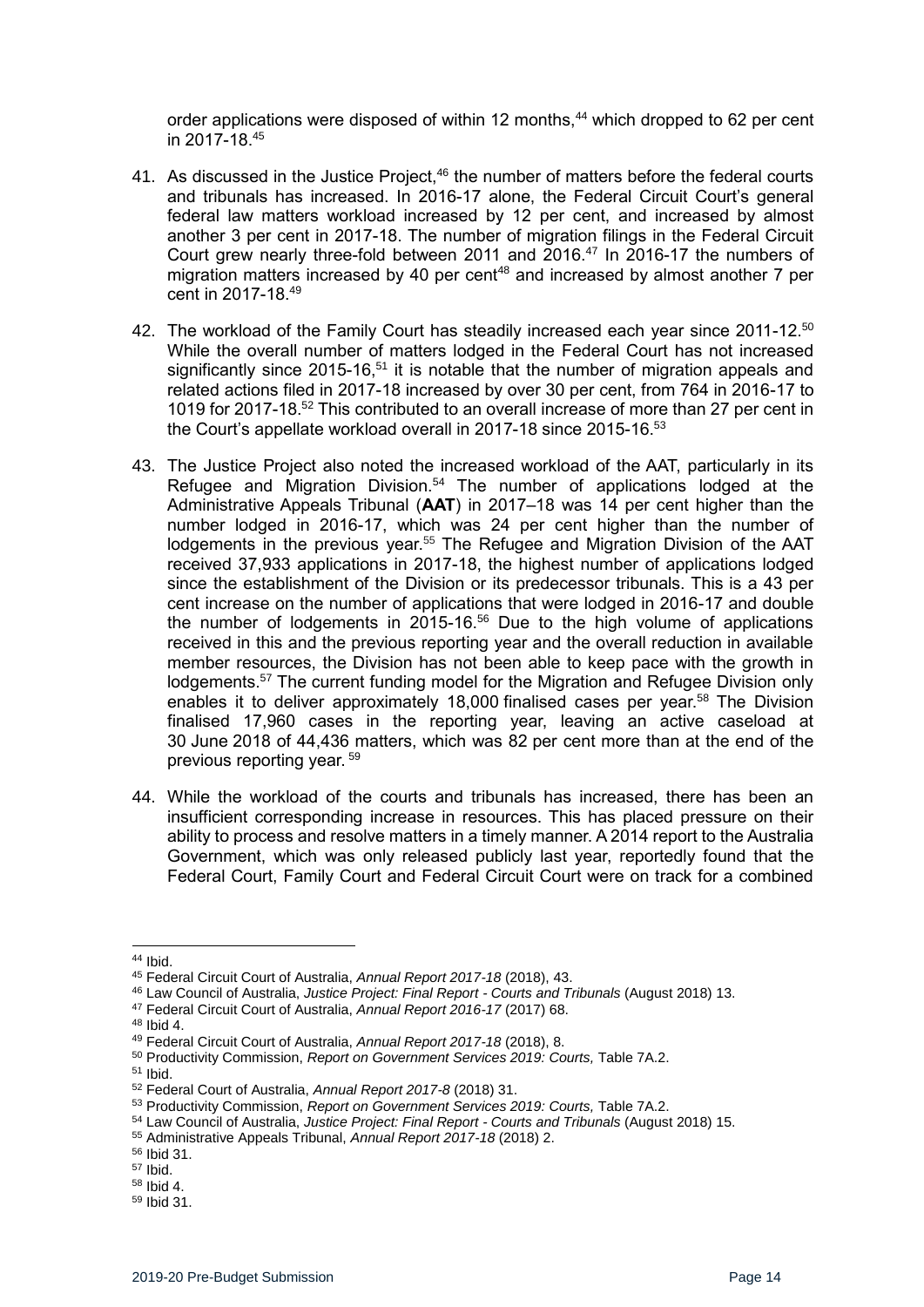order applications were disposed of within 12 months,[44] which dropped to 62 per cent in 2017-18.[45]

41. As discussed in the Justice Project,[46] the number of matters before the federal courts and tribunals has increased. In 2016-17 alone, the Federal Circuit Court's general federal law matters workload increased by 12 per cent, and increased by almost another 3 per cent in 2017-18. The number of migration filings in the Federal Circuit Court grew nearly three-fold between 2011 and 2016.[47] In 2016-17 the numbers of migration matters increased by 40 per cent[48] and increased by almost another 7 per cent in 2017-18.[49]

42. The workload of the Family Court has steadily increased each year since 2011-12.[50] While the overall number of matters lodged in the Federal Court has not increased significantly since 2015-16,[51] it is notable that the number of migration appeals and related actions filed in 2017-18 increased by over 30 per cent, from 764 in 2016-17 to 1019 for 2017-18.[52] This contributed to an overall increase of more than 27 per cent in the Court's appellate workload overall in 2017-18 since 2015-16.[53]

43. The Justice Project also noted the increased workload of the AAT, particularly in its Refugee and Migration Division.[54] The number of applications lodged at the Administrative Appeals Tribunal (**AAT**) in 2017–18 was 14 per cent higher than the number lodged in 2016-17, which was 24 per cent higher than the number of lodgements in the previous year.[55] The Refugee and Migration Division of the AAT received 37,933 applications in 2017-18, the highest number of applications lodged since the establishment of the Division or its predecessor tribunals. This is a 43 per cent increase on the number of applications that were lodged in 2016-17 and double the number of lodgements in 2015-16.[56] Due to the high volume of applications received in this and the previous reporting year and the overall reduction in available member resources, the Division has not been able to keep pace with the growth in lodgements.[57] The current funding model for the Migration and Refugee Division only enables it to deliver approximately 18,000 finalised cases per year.[58] The Division finalised 17,960 cases in the reporting year, leaving an active caseload at 30 June 2018 of 44,436 matters, which was 82 per cent more than at the end of the previous reporting year.[59]

44. While the workload of the courts and tribunals has increased, there has been an insufficient corresponding increase in resources. This has placed pressure on their ability to process and resolve matters in a timely manner. A 2014 report to the Australia Government, which was only released publicly last year, reportedly found that the Federal Court, Family Court and Federal Circuit Court were on track for a combined

---

[44] Ibid.

[45] Federal Circuit Court of Australia, *Annual Report 2017-18* (2018), 43.

[46] Law Council of Australia, *Justice Project: Final Report - Courts and Tribunals* (August 2018) 13.

[47] Federal Circuit Court of Australia, *Annual Report 2016-17* (2017) 68.

[48] Ibid 4.

[49] Federal Circuit Court of Australia, *Annual Report 2017-18* (2018), 8.

[50] Productivity Commission, *Report on Government Services 2019: Courts,* Table 7A.2.

[51] Ibid.

[52] Federal Court of Australia, *Annual Report 2017-8* (2018) 31.

[53] Productivity Commission, *Report on Government Services 2019: Courts,* Table 7A.2.

[54] Law Council of Australia, *Justice Project: Final Report - Courts and Tribunals* (August 2018) 15.

[55] Administrative Appeals Tribunal, *Annual Report 2017-18* (2018) 2.

[56] Ibid 31.

[57] Ibid.

[58] Ibid 4.

[59] Ibid 31.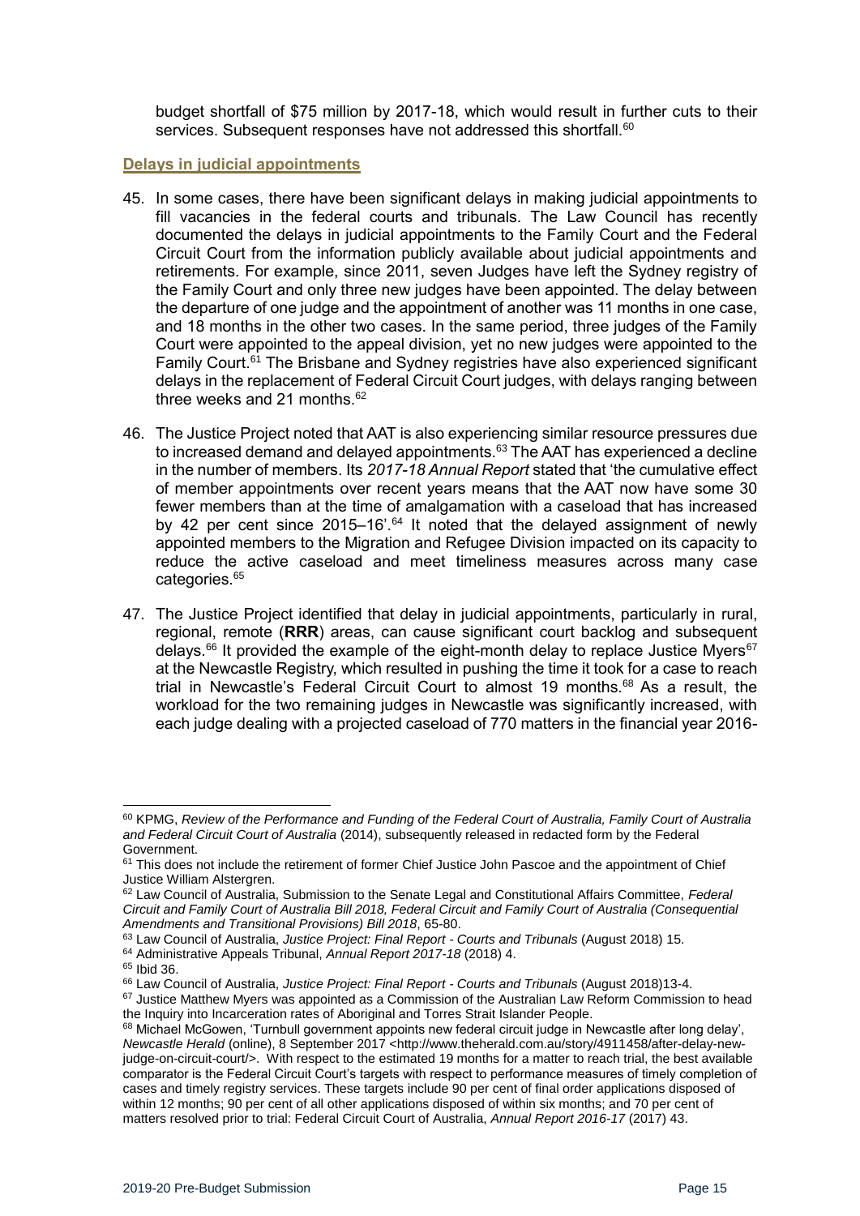budget shortfall of $75 million by 2017-18, which would result in further cuts to their services. Subsequent responses have not addressed this shortfall.[60]

### Delays in judicial appointments

45. In some cases, there have been significant delays in making judicial appointments to fill vacancies in the federal courts and tribunals. The Law Council has recently documented the delays in judicial appointments to the Family Court and the Federal Circuit Court from the information publicly available about judicial appointments and retirements. For example, since 2011, seven Judges have left the Sydney registry of the Family Court and only three new judges have been appointed. The delay between the departure of one judge and the appointment of another was 11 months in one case, and 18 months in the other two cases. In the same period, three judges of the Family Court were appointed to the appeal division, yet no new judges were appointed to the Family Court.[61] The Brisbane and Sydney registries have also experienced significant delays in the replacement of Federal Circuit Court judges, with delays ranging between three weeks and 21 months.[62]

46. The Justice Project noted that AAT is also experiencing similar resource pressures due to increased demand and delayed appointments.[63] The AAT has experienced a decline in the number of members. Its *2017-18 Annual Report* stated that 'the cumulative effect of member appointments over recent years means that the AAT now have some 30 fewer members than at the time of amalgamation with a caseload that has increased by 42 per cent since 2015–16'.[64] It noted that the delayed assignment of newly appointed members to the Migration and Refugee Division impacted on its capacity to reduce the active caseload and meet timeliness measures across many case categories.[65]

47. The Justice Project identified that delay in judicial appointments, particularly in rural, regional, remote (**RRR**) areas, can cause significant court backlog and subsequent delays.[66] It provided the example of the eight-month delay to replace Justice Myers[67] at the Newcastle Registry, which resulted in pushing the time it took for a case to reach trial in Newcastle's Federal Circuit Court to almost 19 months.[68] As a result, the workload for the two remaining judges in Newcastle was significantly increased, with each judge dealing with a projected caseload of 770 matters in the financial year 2016-

---

[60] KPMG, *Review of the Performance and Funding of the Federal Court of Australia, Family Court of Australia and Federal Circuit Court of Australia* (2014), subsequently released in redacted form by the Federal Government.

[61] This does not include the retirement of former Chief Justice John Pascoe and the appointment of Chief Justice William Alstergren.

[62] Law Council of Australia, Submission to the Senate Legal and Constitutional Affairs Committee, *Federal Circuit and Family Court of Australia Bill 2018, Federal Circuit and Family Court of Australia (Consequential Amendments and Transitional Provisions) Bill 2018*, 65-80.

[63] Law Council of Australia, *Justice Project: Final Report - Courts and Tribunals* (August 2018) 15.

[64] Administrative Appeals Tribunal, *Annual Report 2017-18* (2018) 4.

[65] Ibid 36.

[66] Law Council of Australia, *Justice Project: Final Report - Courts and Tribunals* (August 2018)13-4.

[67] Justice Matthew Myers was appointed as a Commission of the Australian Law Reform Commission to head the Inquiry into Incarceration rates of Aboriginal and Torres Strait Islander People.

[68] Michael McGowen, 'Turnbull government appoints new federal circuit judge in Newcastle after long delay', *Newcastle Herald* (online), 8 September 2017 <http://www.theherald.com.au/story/4911458/after-delay-new-judge-on-circuit-court/>. With respect to the estimated 19 months for a matter to reach trial, the best available comparator is the Federal Circuit Court's targets with respect to performance measures of timely completion of cases and timely registry services. These targets include 90 per cent of final order applications disposed of within 12 months; 90 per cent of all other applications disposed of within six months; and 70 per cent of matters resolved prior to trial: Federal Circuit Court of Australia, *Annual Report 2016-17* (2017) 43.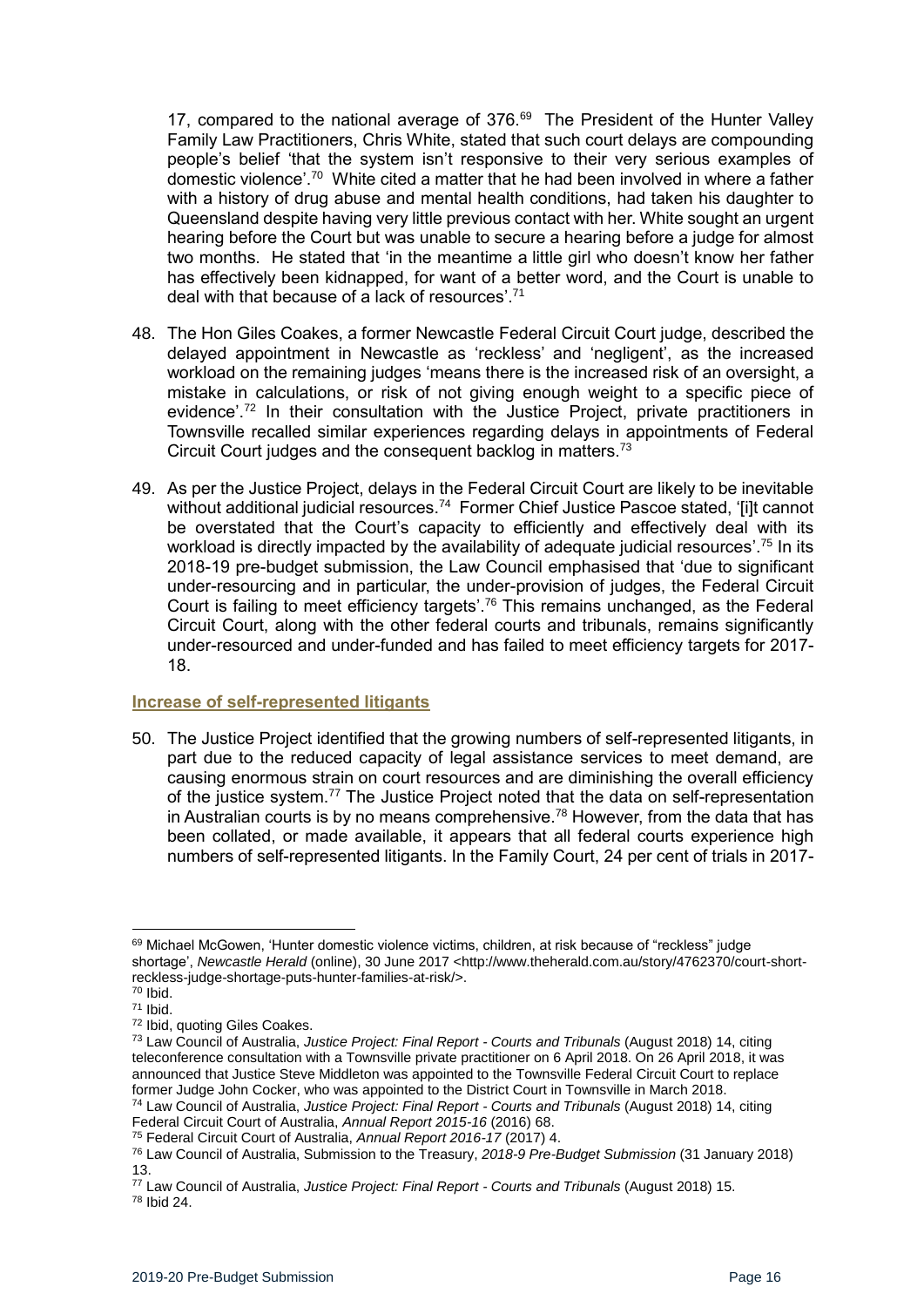17, compared to the national average of 376.[69] The President of the Hunter Valley Family Law Practitioners, Chris White, stated that such court delays are compounding people's belief 'that the system isn't responsive to their very serious examples of domestic violence'.[70] White cited a matter that he had been involved in where a father with a history of drug abuse and mental health conditions, had taken his daughter to Queensland despite having very little previous contact with her. White sought an urgent hearing before the Court but was unable to secure a hearing before a judge for almost two months. He stated that 'in the meantime a little girl who doesn't know her father has effectively been kidnapped, for want of a better word, and the Court is unable to deal with that because of a lack of resources'.[71]

48. The Hon Giles Coakes, a former Newcastle Federal Circuit Court judge, described the delayed appointment in Newcastle as 'reckless' and 'negligent', as the increased workload on the remaining judges 'means there is the increased risk of an oversight, a mistake in calculations, or risk of not giving enough weight to a specific piece of evidence'.[72] In their consultation with the Justice Project, private practitioners in Townsville recalled similar experiences regarding delays in appointments of Federal Circuit Court judges and the consequent backlog in matters.[73]

49. As per the Justice Project, delays in the Federal Circuit Court are likely to be inevitable without additional judicial resources.[74] Former Chief Justice Pascoe stated, '[i]t cannot be overstated that the Court's capacity to efficiently and effectively deal with its workload is directly impacted by the availability of adequate judicial resources'.[75] In its 2018-19 pre-budget submission, the Law Council emphasised that 'due to significant under-resourcing and in particular, the under-provision of judges, the Federal Circuit Court is failing to meet efficiency targets'.[76] This remains unchanged, as the Federal Circuit Court, along with the other federal courts and tribunals, remains significantly under-resourced and under-funded and has failed to meet efficiency targets for 2017-18.

### Increase of self-represented litigants

50. The Justice Project identified that the growing numbers of self-represented litigants, in part due to the reduced capacity of legal assistance services to meet demand, are causing enormous strain on court resources and are diminishing the overall efficiency of the justice system.[77] The Justice Project noted that the data on self-representation in Australian courts is by no means comprehensive.[78] However, from the data that has been collated, or made available, it appears that all federal courts experience high numbers of self-represented litigants. In the Family Court, 24 per cent of trials in 2017-

---

[69] Michael McGowen, 'Hunter domestic violence victims, children, at risk because of "reckless" judge shortage', *Newcastle Herald* (online), 30 June 2017 <http://www.theherald.com.au/story/4762370/court-short-reckless-judge-shortage-puts-hunter-families-at-risk/>.

[70] Ibid.

[71] Ibid.

[72] Ibid, quoting Giles Coakes.

[73] Law Council of Australia, *Justice Project: Final Report - Courts and Tribunals* (August 2018) 14, citing teleconference consultation with a Townsville private practitioner on 6 April 2018. On 26 April 2018, it was announced that Justice Steve Middleton was appointed to the Townsville Federal Circuit Court to replace former Judge John Cocker, who was appointed to the District Court in Townsville in March 2018.

[74] Law Council of Australia, *Justice Project: Final Report - Courts and Tribunals* (August 2018) 14, citing Federal Circuit Court of Australia, *Annual Report 2015-16* (2016) 68.

[75] Federal Circuit Court of Australia, *Annual Report 2016-17* (2017) 4.

[76] Law Council of Australia, Submission to the Treasury, *2018-9 Pre-Budget Submission* (31 January 2018) 13.

[77] Law Council of Australia, *Justice Project: Final Report - Courts and Tribunals* (August 2018) 15.

[78] Ibid 24.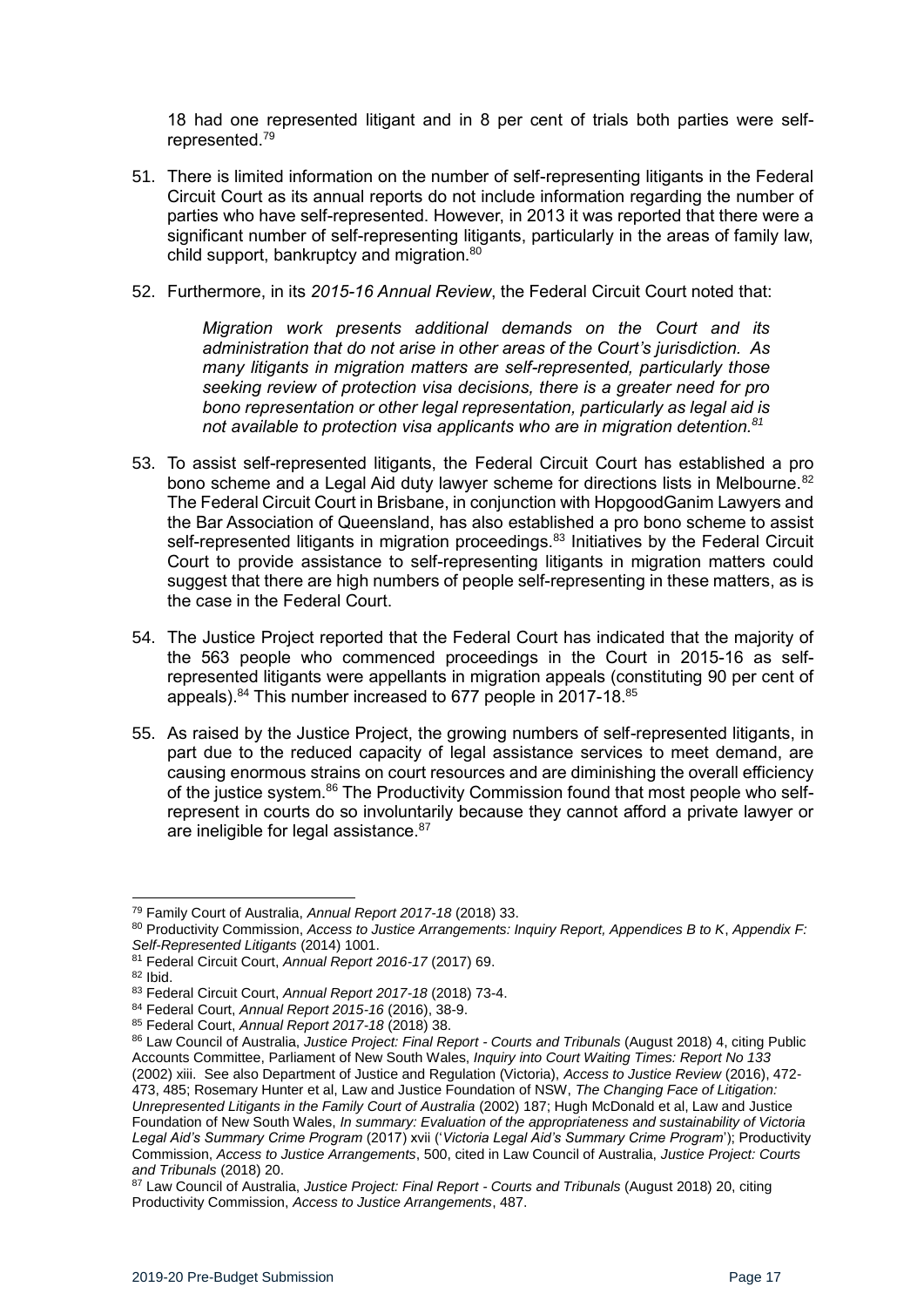18 had one represented litigant and in 8 per cent of trials both parties were self-represented.[79]

51. There is limited information on the number of self-representing litigants in the Federal Circuit Court as its annual reports do not include information regarding the number of parties who have self-represented. However, in 2013 it was reported that there were a significant number of self-representing litigants, particularly in the areas of family law, child support, bankruptcy and migration.[80]

52. Furthermore, in its *2015-16 Annual Review*, the Federal Circuit Court noted that:

    > *Migration work presents additional demands on the Court and its administration that do not arise in other areas of the Court's jurisdiction. As many litigants in migration matters are self-represented, particularly those seeking review of protection visa decisions, there is a greater need for pro bono representation or other legal representation, particularly as legal aid is not available to protection visa applicants who are in migration detention.[81]*

53. To assist self-represented litigants, the Federal Circuit Court has established a pro bono scheme and a Legal Aid duty lawyer scheme for directions lists in Melbourne.[82] The Federal Circuit Court in Brisbane, in conjunction with HopgoodGanim Lawyers and the Bar Association of Queensland, has also established a pro bono scheme to assist self-represented litigants in migration proceedings.[83] Initiatives by the Federal Circuit Court to provide assistance to self-representing litigants in migration matters could suggest that there are high numbers of people self-representing in these matters, as is the case in the Federal Court.

54. The Justice Project reported that the Federal Court has indicated that the majority of the 563 people who commenced proceedings in the Court in 2015-16 as self-represented litigants were appellants in migration appeals (constituting 90 per cent of appeals).[84] This number increased to 677 people in 2017-18.[85]

55. As raised by the Justice Project, the growing numbers of self-represented litigants, in part due to the reduced capacity of legal assistance services to meet demand, are causing enormous strains on court resources and are diminishing the overall efficiency of the justice system.[86] The Productivity Commission found that most people who self-represent in courts do so involuntarily because they cannot afford a private lawyer or are ineligible for legal assistance.[87]

---

[79] Family Court of Australia, *Annual Report 2017-18* (2018) 33.

[80] Productivity Commission, *Access to Justice Arrangements: Inquiry Report, Appendices B to K*, *Appendix F: Self-Represented Litigants* (2014) 1001.

[81] Federal Circuit Court, *Annual Report 2016-17* (2017) 69.

[82] Ibid.

[83] Federal Circuit Court, *Annual Report 2017-18* (2018) 73-4.

[84] Federal Court, *Annual Report 2015-16* (2016), 38-9.

[85] Federal Court, *Annual Report 2017-18* (2018) 38.

[86] Law Council of Australia, *Justice Project: Final Report - Courts and Tribunals* (August 2018) 4, citing Public Accounts Committee, Parliament of New South Wales, *Inquiry into Court Waiting Times: Report No 133* (2002) xiii. See also Department of Justice and Regulation (Victoria), *Access to Justice Review* (2016), 472-473, 485; Rosemary Hunter et al, Law and Justice Foundation of NSW, *The Changing Face of Litigation: Unrepresented Litigants in the Family Court of Australia* (2002) 187; Hugh McDonald et al, Law and Justice Foundation of New South Wales, *In summary: Evaluation of the appropriateness and sustainability of Victoria Legal Aid's Summary Crime Program* (2017) xvii ('*Victoria Legal Aid's Summary Crime Program*'); Productivity Commission, *Access to Justice Arrangements*, 500, cited in Law Council of Australia, *Justice Project: Courts and Tribunals* (2018) 20.

[87] Law Council of Australia, *Justice Project: Final Report - Courts and Tribunals* (August 2018) 20, citing Productivity Commission, *Access to Justice Arrangements*, 487.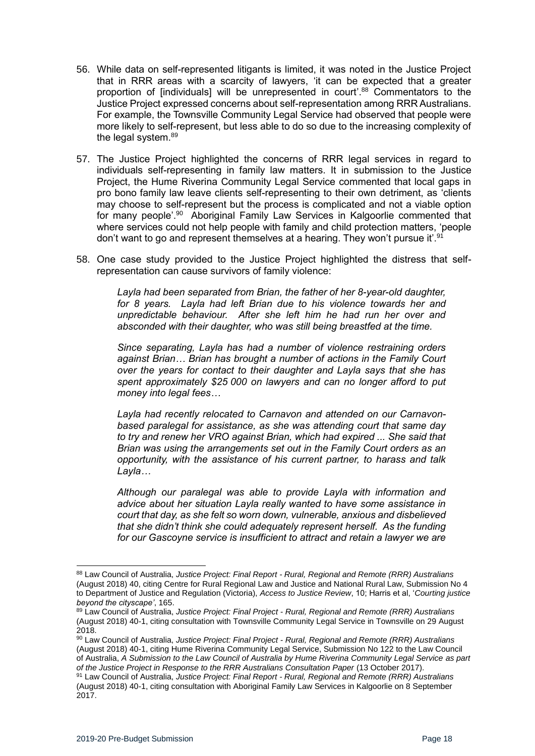56. While data on self-represented litigants is limited, it was noted in the Justice Project that in RRR areas with a scarcity of lawyers, 'it can be expected that a greater proportion of [individuals] will be unrepresented in court'.[88] Commentators to the Justice Project expressed concerns about self-representation among RRR Australians. For example, the Townsville Community Legal Service had observed that people were more likely to self-represent, but less able to do so due to the increasing complexity of the legal system.[89]

57. The Justice Project highlighted the concerns of RRR legal services in regard to individuals self-representing in family law matters. It in submission to the Justice Project, the Hume Riverina Community Legal Service commented that local gaps in pro bono family law leave clients self-representing to their own detriment, as 'clients may choose to self-represent but the process is complicated and not a viable option for many people'.[90] Aboriginal Family Law Services in Kalgoorlie commented that where services could not help people with family and child protection matters, 'people don't want to go and represent themselves at a hearing. They won't pursue it'.[91]

58. One case study provided to the Justice Project highlighted the distress that self-representation can cause survivors of family violence:

> *Layla had been separated from Brian, the father of her 8-year-old daughter, for 8 years. Layla had left Brian due to his violence towards her and unpredictable behaviour. After she left him he had run her over and absconded with their daughter, who was still being breastfed at the time.*
>
> *Since separating, Layla has had a number of violence restraining orders against Brian… Brian has brought a number of actions in the Family Court over the years for contact to their daughter and Layla says that she has spent approximately $25 000 on lawyers and can no longer afford to put money into legal fees…*
>
> *Layla had recently relocated to Carnavon and attended on our Carnavon-based paralegal for assistance, as she was attending court that same day to try and renew her VRO against Brian, which had expired ... She said that Brian was using the arrangements set out in the Family Court orders as an opportunity, with the assistance of his current partner, to harass and talk Layla…*
>
> *Although our paralegal was able to provide Layla with information and advice about her situation Layla really wanted to have some assistance in court that day, as she felt so worn down, vulnerable, anxious and disbelieved that she didn't think she could adequately represent herself. As the funding for our Gascoyne service is insufficient to attract and retain a lawyer we are*

---

[88] Law Council of Australia, *Justice Project: Final Report - Rural, Regional and Remote (RRR) Australians* (August 2018) 40, citing Centre for Rural Regional Law and Justice and National Rural Law, Submission No 4 to Department of Justice and Regulation (Victoria), *Access to Justice Review*, 10; Harris et al, '*Courting justice beyond the cityscape'*, 165.

[89] Law Council of Australia, *Justice Project: Final Project - Rural, Regional and Remote (RRR) Australians* (August 2018) 40-1, citing consultation with Townsville Community Legal Service in Townsville on 29 August 2018.

[90] Law Council of Australia, *Justice Project: Final Project - Rural, Regional and Remote (RRR) Australians* (August 2018) 40-1, citing Hume Riverina Community Legal Service, Submission No 122 to the Law Council of Australia, *A Submission to the Law Council of Australia by Hume Riverina Community Legal Service as part of the Justice Project in Response to the RRR Australians Consultation Paper* (13 October 2017).

[91] Law Council of Australia, *Justice Project: Final Report - Rural, Regional and Remote (RRR) Australians* (August 2018) 40-1, citing consultation with Aboriginal Family Law Services in Kalgoorlie on 8 September 2017.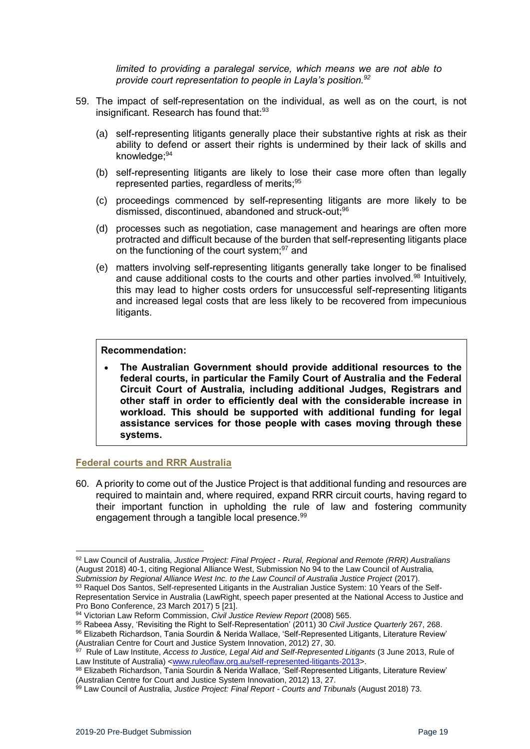*limited to providing a paralegal service, which means we are not able to provide court representation to people in Layla's position.*[92]

59. The impact of self-representation on the individual, as well as on the court, is not insignificant. Research has found that:[93]

    (a) self-representing litigants generally place their substantive rights at risk as their ability to defend or assert their rights is undermined by their lack of skills and knowledge;[94]

    (b) self-representing litigants are likely to lose their case more often than legally represented parties, regardless of merits;[95]

    (c) proceedings commenced by self-representing litigants are more likely to be dismissed, discontinued, abandoned and struck-out;[96]

    (d) processes such as negotiation, case management and hearings are often more protracted and difficult because of the burden that self-representing litigants place on the functioning of the court system;[97] and

    (e) matters involving self-representing litigants generally take longer to be finalised and cause additional costs to the courts and other parties involved.[98] Intuitively, this may lead to higher costs orders for unsuccessful self-representing litigants and increased legal costs that are less likely to be recovered from impecunious litigants.

**Recommendation:**

- **The Australian Government should provide additional resources to the federal courts, in particular the Family Court of Australia and the Federal Circuit Court of Australia, including additional Judges, Registrars and other staff in order to efficiently deal with the considerable increase in workload. This should be supported with additional funding for legal assistance services for those people with cases moving through these systems.**

## Federal courts and RRR Australia

60. A priority to come out of the Justice Project is that additional funding and resources are required to maintain and, where required, expand RRR circuit courts, having regard to their important function in upholding the rule of law and fostering community engagement through a tangible local presence.[99]

---

[92] Law Council of Australia, *Justice Project: Final Project - Rural, Regional and Remote (RRR) Australians* (August 2018) 40-1, citing Regional Alliance West, Submission No 94 to the Law Council of Australia, *Submission by Regional Alliance West Inc. to the Law Council of Australia Justice Project* (2017).

[93] Raquel Dos Santos, Self-represented Litigants in the Australian Justice System: 10 Years of the Self-Representation Service in Australia (LawRight, speech paper presented at the National Access to Justice and Pro Bono Conference, 23 March 2017) 5 [21].

[94] Victorian Law Reform Commission, *Civil Justice Review Report* (2008) 565.

[95] Rabeea Assy, 'Revisiting the Right to Self-Representation' (2011) 30 *Civil Justice Quarterly* 267, 268.

[96] Elizabeth Richardson, Tania Sourdin & Nerida Wallace, 'Self-Represented Litigants, Literature Review' (Australian Centre for Court and Justice System Innovation, 2012) 27, 30.

[97] Rule of Law Institute, *Access to Justice, Legal Aid and Self-Represented Litigants* (3 June 2013, Rule of Law Institute of Australia) <www.ruleoflaw.org.au/self-represented-litigants-2013>.

[98] Elizabeth Richardson, Tania Sourdin & Nerida Wallace, 'Self-Represented Litigants, Literature Review' (Australian Centre for Court and Justice System Innovation, 2012) 13, 27.

[99] Law Council of Australia, *Justice Project: Final Report - Courts and Tribunals* (August 2018) 73.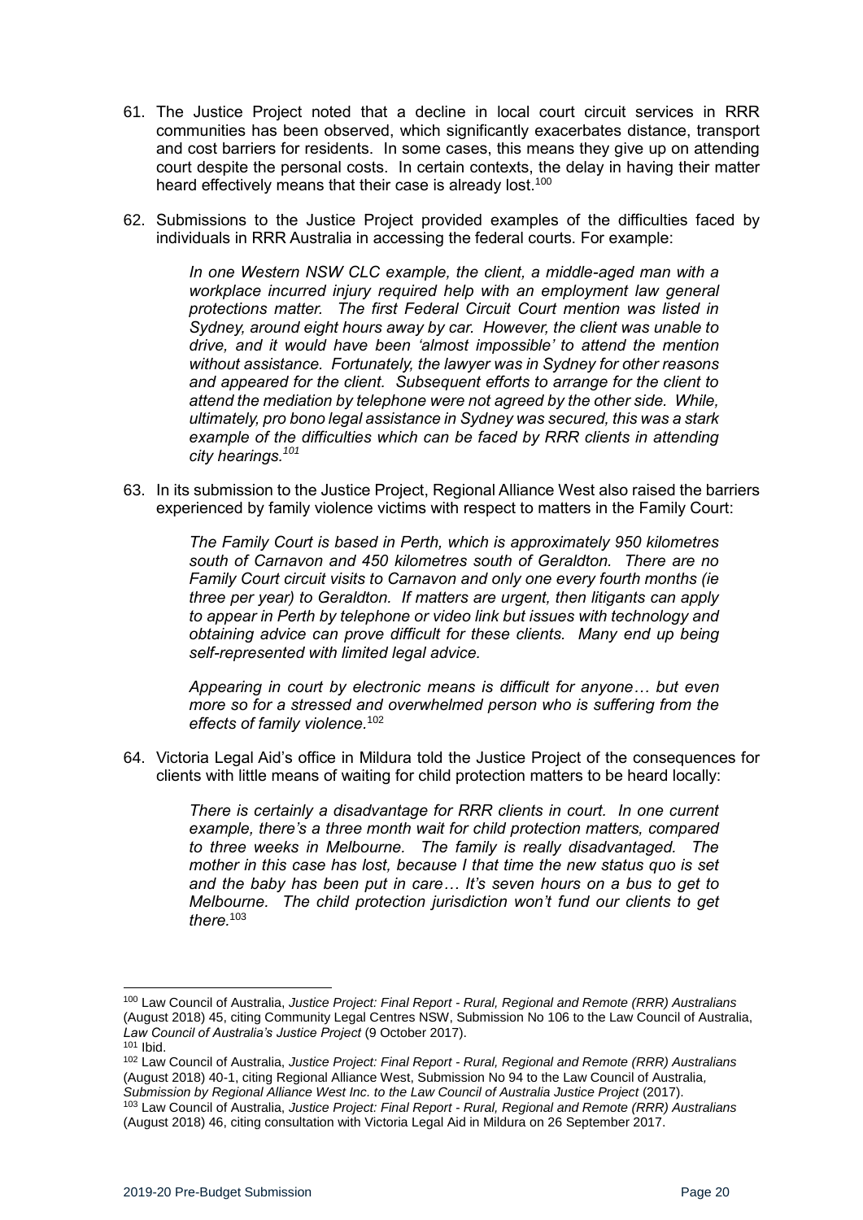61. The Justice Project noted that a decline in local court circuit services in RRR communities has been observed, which significantly exacerbates distance, transport and cost barriers for residents. In some cases, this means they give up on attending court despite the personal costs. In certain contexts, the delay in having their matter heard effectively means that their case is already lost.[100]

62. Submissions to the Justice Project provided examples of the difficulties faced by individuals in RRR Australia in accessing the federal courts. For example:

> *In one Western NSW CLC example, the client, a middle-aged man with a workplace incurred injury required help with an employment law general protections matter. The first Federal Circuit Court mention was listed in Sydney, around eight hours away by car. However, the client was unable to drive, and it would have been 'almost impossible' to attend the mention without assistance. Fortunately, the lawyer was in Sydney for other reasons and appeared for the client. Subsequent efforts to arrange for the client to attend the mediation by telephone were not agreed by the other side. While, ultimately, pro bono legal assistance in Sydney was secured, this was a stark example of the difficulties which can be faced by RRR clients in attending city hearings.*[101]

63. In its submission to the Justice Project, Regional Alliance West also raised the barriers experienced by family violence victims with respect to matters in the Family Court:

> *The Family Court is based in Perth, which is approximately 950 kilometres south of Carnavon and 450 kilometres south of Geraldton. There are no Family Court circuit visits to Carnavon and only one every fourth months (ie three per year) to Geraldton. If matters are urgent, then litigants can apply to appear in Perth by telephone or video link but issues with technology and obtaining advice can prove difficult for these clients. Many end up being self-represented with limited legal advice.*
>
> *Appearing in court by electronic means is difficult for anyone… but even more so for a stressed and overwhelmed person who is suffering from the effects of family violence.*[102]

64. Victoria Legal Aid's office in Mildura told the Justice Project of the consequences for clients with little means of waiting for child protection matters to be heard locally:

> *There is certainly a disadvantage for RRR clients in court. In one current example, there's a three month wait for child protection matters, compared to three weeks in Melbourne. The family is really disadvantaged. The mother in this case has lost, because I that time the new status quo is set and the baby has been put in care… It's seven hours on a bus to get to Melbourne. The child protection jurisdiction won't fund our clients to get there.*[103]

---

[100] Law Council of Australia, *Justice Project: Final Report - Rural, Regional and Remote (RRR) Australians* (August 2018) 45, citing Community Legal Centres NSW, Submission No 106 to the Law Council of Australia, *Law Council of Australia's Justice Project* (9 October 2017).

[101] Ibid.

[102] Law Council of Australia, *Justice Project: Final Report - Rural, Regional and Remote (RRR) Australians* (August 2018) 40-1, citing Regional Alliance West, Submission No 94 to the Law Council of Australia, *Submission by Regional Alliance West Inc. to the Law Council of Australia Justice Project* (2017).

[103] Law Council of Australia, *Justice Project: Final Report - Rural, Regional and Remote (RRR) Australians* (August 2018) 46, citing consultation with Victoria Legal Aid in Mildura on 26 September 2017.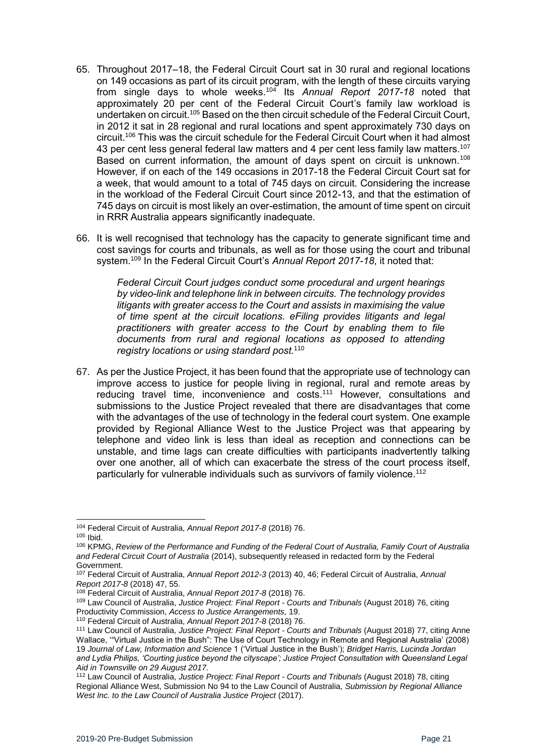65. Throughout 2017–18, the Federal Circuit Court sat in 30 rural and regional locations on 149 occasions as part of its circuit program, with the length of these circuits varying from single days to whole weeks.[104] Its *Annual Report 2017-18* noted that approximately 20 per cent of the Federal Circuit Court's family law workload is undertaken on circuit.[105] Based on the then circuit schedule of the Federal Circuit Court, in 2012 it sat in 28 regional and rural locations and spent approximately 730 days on circuit.[106] This was the circuit schedule for the Federal Circuit Court when it had almost 43 per cent less general federal law matters and 4 per cent less family law matters.[107] Based on current information, the amount of days spent on circuit is unknown.[108] However, if on each of the 149 occasions in 2017-18 the Federal Circuit Court sat for a week, that would amount to a total of 745 days on circuit. Considering the increase in the workload of the Federal Circuit Court since 2012-13, and that the estimation of 745 days on circuit is most likely an over-estimation, the amount of time spent on circuit in RRR Australia appears significantly inadequate.

66. It is well recognised that technology has the capacity to generate significant time and cost savings for courts and tribunals, as well as for those using the court and tribunal system.[109] In the Federal Circuit Court's *Annual Report 2017-18*, it noted that:

> *Federal Circuit Court judges conduct some procedural and urgent hearings by video-link and telephone link in between circuits. The technology provides litigants with greater access to the Court and assists in maximising the value of time spent at the circuit locations. eFiling provides litigants and legal practitioners with greater access to the Court by enabling them to file documents from rural and regional locations as opposed to attending registry locations or using standard post.*[110]

67. As per the Justice Project, it has been found that the appropriate use of technology can improve access to justice for people living in regional, rural and remote areas by reducing travel time, inconvenience and costs.[111] However, consultations and submissions to the Justice Project revealed that there are disadvantages that come with the advantages of the use of technology in the federal court system. One example provided by Regional Alliance West to the Justice Project was that appearing by telephone and video link is less than ideal as reception and connections can be unstable, and time lags can create difficulties with participants inadvertently talking over one another, all of which can exacerbate the stress of the court process itself, particularly for vulnerable individuals such as survivors of family violence.[112]

---

[104] Federal Circuit of Australia, *Annual Report 2017-8* (2018) 76.

[105] Ibid.

[106] KPMG, *Review of the Performance and Funding of the Federal Court of Australia, Family Court of Australia and Federal Circuit Court of Australia* (2014), subsequently released in redacted form by the Federal Government.

[107] Federal Circuit of Australia, *Annual Report 2012-3* (2013) 40, 46; Federal Circuit of Australia, *Annual Report 2017-8* (2018) 47, 55.

[108] Federal Circuit of Australia, *Annual Report 2017-8* (2018) 76.

[109] Law Council of Australia, *Justice Project: Final Report - Courts and Tribunals* (August 2018) 76, citing Productivity Commission, *Access to Justice Arrangements,* 19.

[110] Federal Circuit of Australia, *Annual Report 2017-8* (2018) 76.

[111] Law Council of Australia, *Justice Project: Final Report - Courts and Tribunals* (August 2018) 77, citing Anne Wallace, '"Virtual Justice in the Bush": The Use of Court Technology in Remote and Regional Australia' (2008) 19 *Journal of Law, Information and Science* 1 ('Virtual Justice in the Bush'); *Bridget Harris, Lucinda Jordan and Lydia Philips, 'Courting justice beyond the cityscape'; Justice Project Consultation with Queensland Legal Aid in Townsville on 29 August 2017.*

[112] Law Council of Australia, *Justice Project: Final Report - Courts and Tribunals* (August 2018) 78, citing Regional Alliance West, Submission No 94 to the Law Council of Australia, *Submission by Regional Alliance West Inc. to the Law Council of Australia Justice Project* (2017).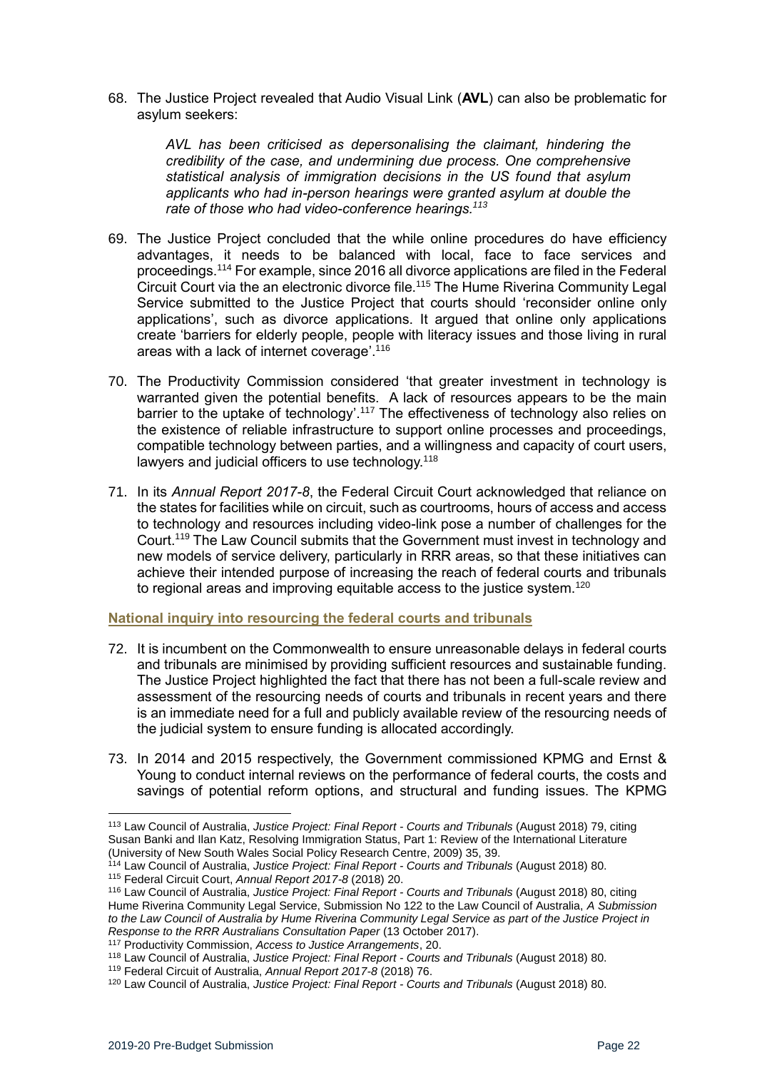68. The Justice Project revealed that Audio Visual Link (**AVL**) can also be problematic for asylum seekers:

> *AVL has been criticised as depersonalising the claimant, hindering the credibility of the case, and undermining due process. One comprehensive statistical analysis of immigration decisions in the US found that asylum applicants who had in-person hearings were granted asylum at double the rate of those who had video-conference hearings.*[113]

69. The Justice Project concluded that the while online procedures do have efficiency advantages, it needs to be balanced with local, face to face services and proceedings.[114] For example, since 2016 all divorce applications are filed in the Federal Circuit Court via the an electronic divorce file.[115] The Hume Riverina Community Legal Service submitted to the Justice Project that courts should 'reconsider online only applications', such as divorce applications. It argued that online only applications create 'barriers for elderly people, people with literacy issues and those living in rural areas with a lack of internet coverage'.[116]

70. The Productivity Commission considered 'that greater investment in technology is warranted given the potential benefits. A lack of resources appears to be the main barrier to the uptake of technology'.[117] The effectiveness of technology also relies on the existence of reliable infrastructure to support online processes and proceedings, compatible technology between parties, and a willingness and capacity of court users, lawyers and judicial officers to use technology.[118]

71. In its *Annual Report 2017-8*, the Federal Circuit Court acknowledged that reliance on the states for facilities while on circuit, such as courtrooms, hours of access and access to technology and resources including video-link pose a number of challenges for the Court.[119] The Law Council submits that the Government must invest in technology and new models of service delivery, particularly in RRR areas, so that these initiatives can achieve their intended purpose of increasing the reach of federal courts and tribunals to regional areas and improving equitable access to the justice system.[120]

### National inquiry into resourcing the federal courts and tribunals

72. It is incumbent on the Commonwealth to ensure unreasonable delays in federal courts and tribunals are minimised by providing sufficient resources and sustainable funding. The Justice Project highlighted the fact that there has not been a full-scale review and assessment of the resourcing needs of courts and tribunals in recent years and there is an immediate need for a full and publicly available review of the resourcing needs of the judicial system to ensure funding is allocated accordingly.

73. In 2014 and 2015 respectively, the Government commissioned KPMG and Ernst & Young to conduct internal reviews on the performance of federal courts, the costs and savings of potential reform options, and structural and funding issues. The KPMG

---

[113] Law Council of Australia, *Justice Project: Final Report - Courts and Tribunals* (August 2018) 79, citing Susan Banki and Ilan Katz, Resolving Immigration Status, Part 1: Review of the International Literature (University of New South Wales Social Policy Research Centre, 2009) 35, 39.

[114] Law Council of Australia, *Justice Project: Final Report - Courts and Tribunals* (August 2018) 80.

[115] Federal Circuit Court, *Annual Report 2017-8* (2018) 20.

[116] Law Council of Australia, *Justice Project: Final Report - Courts and Tribunals* (August 2018) 80, citing Hume Riverina Community Legal Service, Submission No 122 to the Law Council of Australia, *A Submission to the Law Council of Australia by Hume Riverina Community Legal Service as part of the Justice Project in Response to the RRR Australians Consultation Paper* (13 October 2017).

[117] Productivity Commission, *Access to Justice Arrangements*, 20.

[118] Law Council of Australia, *Justice Project: Final Report - Courts and Tribunals* (August 2018) 80.

[119] Federal Circuit of Australia, *Annual Report 2017-8* (2018) 76.

[120] Law Council of Australia, *Justice Project: Final Report - Courts and Tribunals* (August 2018) 80.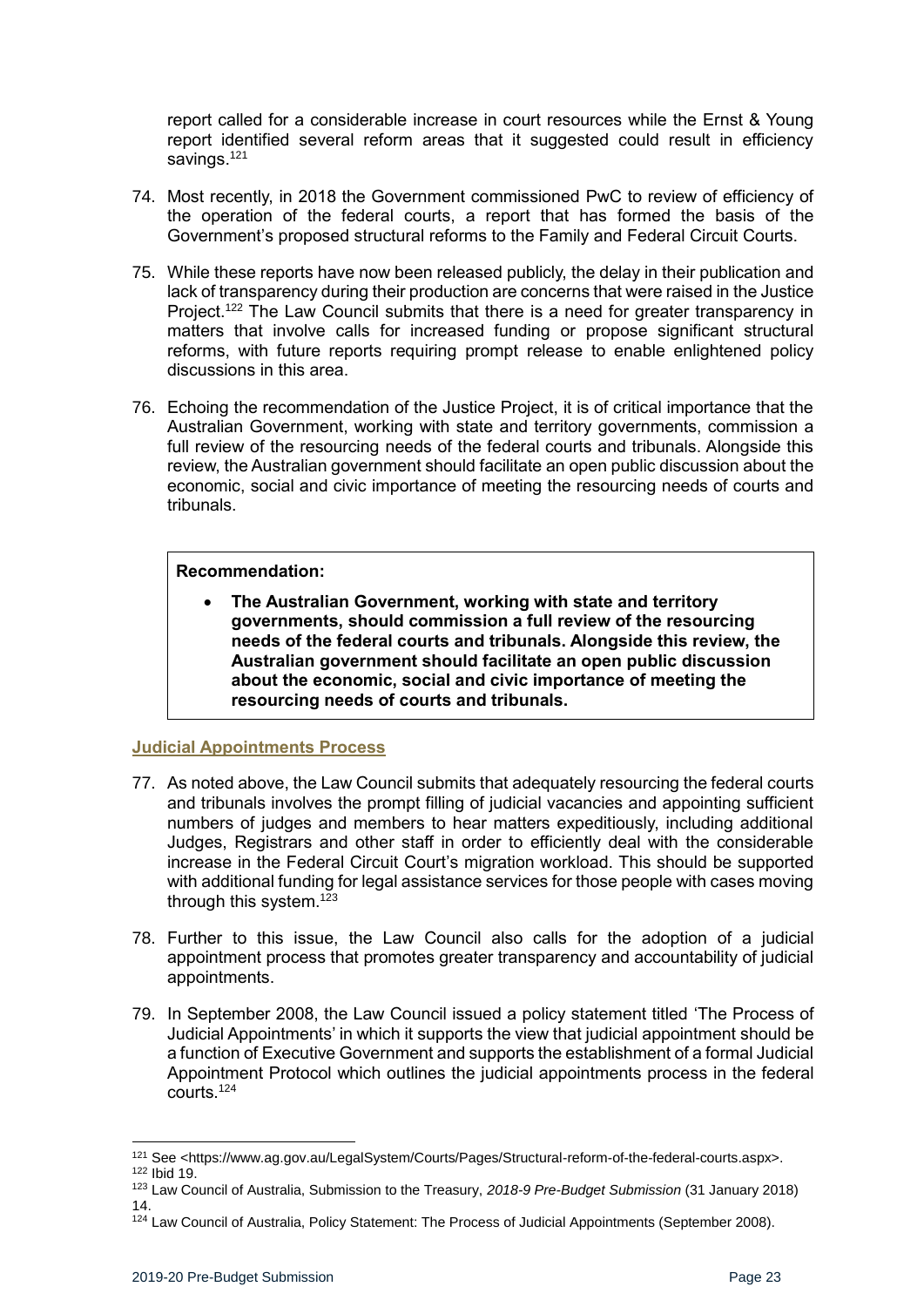report called for a considerable increase in court resources while the Ernst & Young report identified several reform areas that it suggested could result in efficiency savings.[121]

74. Most recently, in 2018 the Government commissioned PwC to review of efficiency of the operation of the federal courts, a report that has formed the basis of the Government's proposed structural reforms to the Family and Federal Circuit Courts.

75. While these reports have now been released publicly, the delay in their publication and lack of transparency during their production are concerns that were raised in the Justice Project.[122] The Law Council submits that there is a need for greater transparency in matters that involve calls for increased funding or propose significant structural reforms, with future reports requiring prompt release to enable enlightened policy discussions in this area.

76. Echoing the recommendation of the Justice Project, it is of critical importance that the Australian Government, working with state and territory governments, commission a full review of the resourcing needs of the federal courts and tribunals. Alongside this review, the Australian government should facilitate an open public discussion about the economic, social and civic importance of meeting the resourcing needs of courts and tribunals.

**Recommendation:**

- **The Australian Government, working with state and territory governments, should commission a full review of the resourcing needs of the federal courts and tribunals. Alongside this review, the Australian government should facilitate an open public discussion about the economic, social and civic importance of meeting the resourcing needs of courts and tribunals.**

### Judicial Appointments Process

77. As noted above, the Law Council submits that adequately resourcing the federal courts and tribunals involves the prompt filling of judicial vacancies and appointing sufficient numbers of judges and members to hear matters expeditiously, including additional Judges, Registrars and other staff in order to efficiently deal with the considerable increase in the Federal Circuit Court's migration workload. This should be supported with additional funding for legal assistance services for those people with cases moving through this system.[123]

78. Further to this issue, the Law Council also calls for the adoption of a judicial appointment process that promotes greater transparency and accountability of judicial appointments.

79. In September 2008, the Law Council issued a policy statement titled 'The Process of Judicial Appointments' in which it supports the view that judicial appointment should be a function of Executive Government and supports the establishment of a formal Judicial Appointment Protocol which outlines the judicial appointments process in the federal courts.[124]

---

[121] See <https://www.ag.gov.au/LegalSystem/Courts/Pages/Structural-reform-of-the-federal-courts.aspx>.
[122] Ibid 19.
[123] Law Council of Australia, Submission to the Treasury, *2018-9 Pre-Budget Submission* (31 January 2018) 14.
[124] Law Council of Australia, Policy Statement: The Process of Judicial Appointments (September 2008).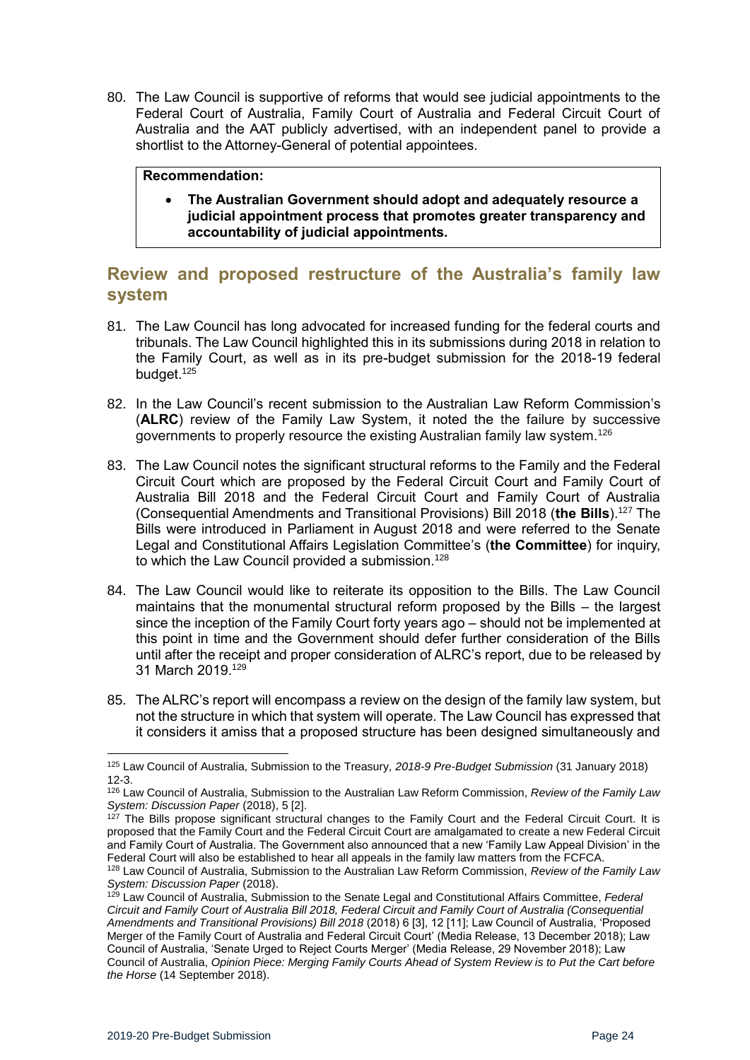80. The Law Council is supportive of reforms that would see judicial appointments to the Federal Court of Australia, Family Court of Australia and Federal Circuit Court of Australia and the AAT publicly advertised, with an independent panel to provide a shortlist to the Attorney-General of potential appointees.

> **Recommendation:**
>
> - **The Australian Government should adopt and adequately resource a judicial appointment process that promotes greater transparency and accountability of judicial appointments.**

## Review and proposed restructure of the Australia's family law system

81. The Law Council has long advocated for increased funding for the federal courts and tribunals. The Law Council highlighted this in its submissions during 2018 in relation to the Family Court, as well as in its pre-budget submission for the 2018-19 federal budget.[125]

82. In the Law Council's recent submission to the Australian Law Reform Commission's (**ALRC**) review of the Family Law System, it noted the the failure by successive governments to properly resource the existing Australian family law system.[126]

83. The Law Council notes the significant structural reforms to the Family and the Federal Circuit Court which are proposed by the Federal Circuit Court and Family Court of Australia Bill 2018 and the Federal Circuit Court and Family Court of Australia (Consequential Amendments and Transitional Provisions) Bill 2018 (**the Bills**).[127] The Bills were introduced in Parliament in August 2018 and were referred to the Senate Legal and Constitutional Affairs Legislation Committee's (**the Committee**) for inquiry, to which the Law Council provided a submission.[128]

84. The Law Council would like to reiterate its opposition to the Bills. The Law Council maintains that the monumental structural reform proposed by the Bills – the largest since the inception of the Family Court forty years ago – should not be implemented at this point in time and the Government should defer further consideration of the Bills until after the receipt and proper consideration of ALRC's report, due to be released by 31 March 2019.[129]

85. The ALRC's report will encompass a review on the design of the family law system, but not the structure in which that system will operate. The Law Council has expressed that it considers it amiss that a proposed structure has been designed simultaneously and

---

[125] Law Council of Australia, Submission to the Treasury, *2018-9 Pre-Budget Submission* (31 January 2018) 12-3.

[126] Law Council of Australia, Submission to the Australian Law Reform Commission, *Review of the Family Law System: Discussion Paper* (2018), 5 [2].

[127] The Bills propose significant structural changes to the Family Court and the Federal Circuit Court. It is proposed that the Family Court and the Federal Circuit Court are amalgamated to create a new Federal Circuit and Family Court of Australia. The Government also announced that a new 'Family Law Appeal Division' in the Federal Court will also be established to hear all appeals in the family law matters from the FCFCA.

[128] Law Council of Australia, Submission to the Australian Law Reform Commission, *Review of the Family Law System: Discussion Paper* (2018).

[129] Law Council of Australia, Submission to the Senate Legal and Constitutional Affairs Committee, *Federal Circuit and Family Court of Australia Bill 2018, Federal Circuit and Family Court of Australia (Consequential Amendments and Transitional Provisions) Bill 2018* (2018) 6 [3], 12 [11]; Law Council of Australia, 'Proposed Merger of the Family Court of Australia and Federal Circuit Court' (Media Release, 13 December 2018); Law Council of Australia, 'Senate Urged to Reject Courts Merger' (Media Release, 29 November 2018); Law Council of Australia, *Opinion Piece: Merging Family Courts Ahead of System Review is to Put the Cart before the Horse* (14 September 2018).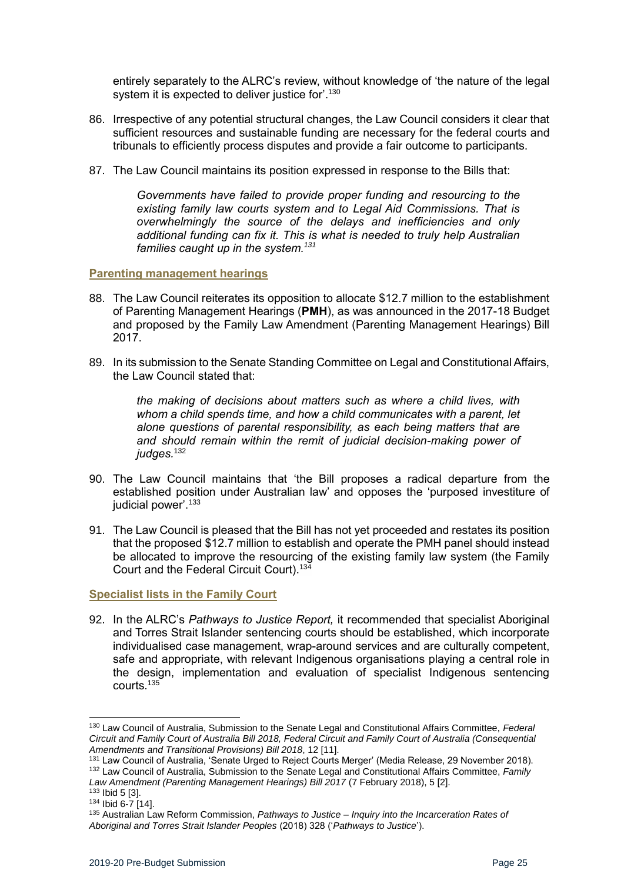entirely separately to the ALRC's review, without knowledge of 'the nature of the legal system it is expected to deliver justice for'.[130]

86. Irrespective of any potential structural changes, the Law Council considers it clear that sufficient resources and sustainable funding are necessary for the federal courts and tribunals to efficiently process disputes and provide a fair outcome to participants.

87. The Law Council maintains its position expressed in response to the Bills that:

> *Governments have failed to provide proper funding and resourcing to the existing family law courts system and to Legal Aid Commissions. That is overwhelmingly the source of the delays and inefficiencies and only additional funding can fix it. This is what is needed to truly help Australian families caught up in the system.*[131]

### Parenting management hearings

88. The Law Council reiterates its opposition to allocate $12.7 million to the establishment of Parenting Management Hearings (**PMH**), as was announced in the 2017-18 Budget and proposed by the Family Law Amendment (Parenting Management Hearings) Bill 2017.

89. In its submission to the Senate Standing Committee on Legal and Constitutional Affairs, the Law Council stated that:

> *the making of decisions about matters such as where a child lives, with whom a child spends time, and how a child communicates with a parent, let alone questions of parental responsibility, as each being matters that are and should remain within the remit of judicial decision-making power of judges.*[132]

90. The Law Council maintains that 'the Bill proposes a radical departure from the established position under Australian law' and opposes the 'purposed investiture of judicial power'.[133]

91. The Law Council is pleased that the Bill has not yet proceeded and restates its position that the proposed $12.7 million to establish and operate the PMH panel should instead be allocated to improve the resourcing of the existing family law system (the Family Court and the Federal Circuit Court).[134]

### Specialist lists in the Family Court

92. In the ALRC's *Pathways to Justice Report,* it recommended that specialist Aboriginal and Torres Strait Islander sentencing courts should be established, which incorporate individualised case management, wrap-around services and are culturally competent, safe and appropriate, with relevant Indigenous organisations playing a central role in the design, implementation and evaluation of specialist Indigenous sentencing courts.[135]

---

[130] Law Council of Australia, Submission to the Senate Legal and Constitutional Affairs Committee, *Federal Circuit and Family Court of Australia Bill 2018, Federal Circuit and Family Court of Australia (Consequential Amendments and Transitional Provisions) Bill 2018*, 12 [11].

[131] Law Council of Australia, 'Senate Urged to Reject Courts Merger' (Media Release, 29 November 2018).

[132] Law Council of Australia, Submission to the Senate Legal and Constitutional Affairs Committee, *Family Law Amendment (Parenting Management Hearings) Bill 2017* (7 February 2018), 5 [2].

[133] Ibid 5 [3].

[134] Ibid 6-7 [14].

[135] Australian Law Reform Commission, *Pathways to Justice – Inquiry into the Incarceration Rates of Aboriginal and Torres Strait Islander Peoples* (2018) 328 ('*Pathways to Justice*').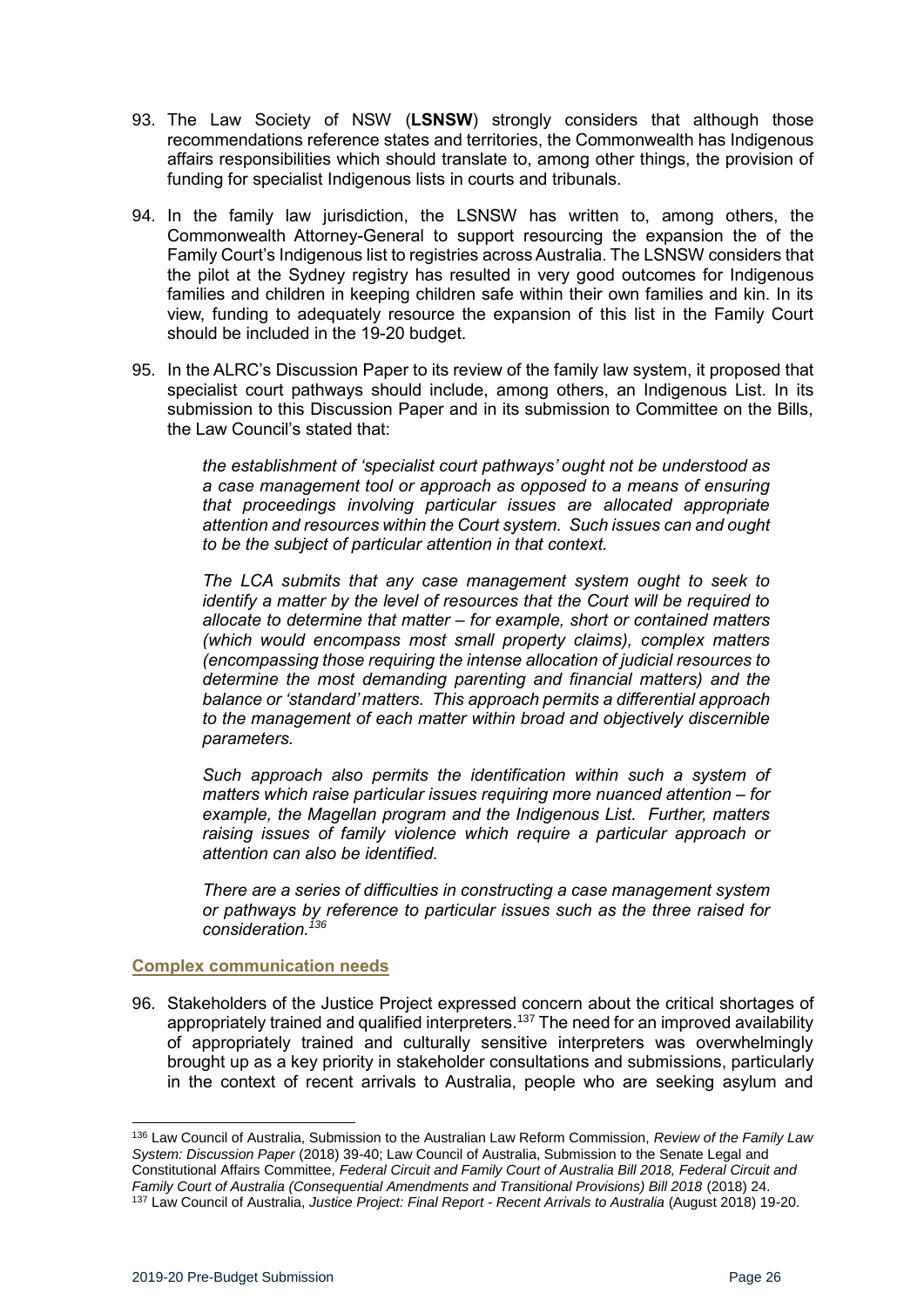93. The Law Society of NSW (**LSNSW**) strongly considers that although those recommendations reference states and territories, the Commonwealth has Indigenous affairs responsibilities which should translate to, among other things, the provision of funding for specialist Indigenous lists in courts and tribunals.

94. In the family law jurisdiction, the LSNSW has written to, among others, the Commonwealth Attorney-General to support resourcing the expansion the of the Family Court's Indigenous list to registries across Australia. The LSNSW considers that the pilot at the Sydney registry has resulted in very good outcomes for Indigenous families and children in keeping children safe within their own families and kin. In its view, funding to adequately resource the expansion of this list in the Family Court should be included in the 19-20 budget.

95. In the ALRC's Discussion Paper to its review of the family law system, it proposed that specialist court pathways should include, among others, an Indigenous List. In its submission to this Discussion Paper and in its submission to Committee on the Bills, the Law Council's stated that:

> *the establishment of 'specialist court pathways' ought not be understood as a case management tool or approach as opposed to a means of ensuring that proceedings involving particular issues are allocated appropriate attention and resources within the Court system. Such issues can and ought to be the subject of particular attention in that context.*
>
> *The LCA submits that any case management system ought to seek to identify a matter by the level of resources that the Court will be required to allocate to determine that matter – for example, short or contained matters (which would encompass most small property claims), complex matters (encompassing those requiring the intense allocation of judicial resources to determine the most demanding parenting and financial matters) and the balance or 'standard' matters. This approach permits a differential approach to the management of each matter within broad and objectively discernible parameters.*
>
> *Such approach also permits the identification within such a system of matters which raise particular issues requiring more nuanced attention – for example, the Magellan program and the Indigenous List. Further, matters raising issues of family violence which require a particular approach or attention can also be identified.*
>
> *There are a series of difficulties in constructing a case management system or pathways by reference to particular issues such as the three raised for consideration.*[136]

### Complex communication needs

96. Stakeholders of the Justice Project expressed concern about the critical shortages of appropriately trained and qualified interpreters.[137] The need for an improved availability of appropriately trained and culturally sensitive interpreters was overwhelmingly brought up as a key priority in stakeholder consultations and submissions, particularly in the context of recent arrivals to Australia, people who are seeking asylum and

---

[136] Law Council of Australia, Submission to the Australian Law Reform Commission, *Review of the Family Law System: Discussion Paper* (2018) 39-40; Law Council of Australia, Submission to the Senate Legal and Constitutional Affairs Committee, *Federal Circuit and Family Court of Australia Bill 2018, Federal Circuit and Family Court of Australia (Consequential Amendments and Transitional Provisions) Bill 2018* (2018) 24.

[137] Law Council of Australia, *Justice Project: Final Report - Recent Arrivals to Australia* (August 2018) 19-20.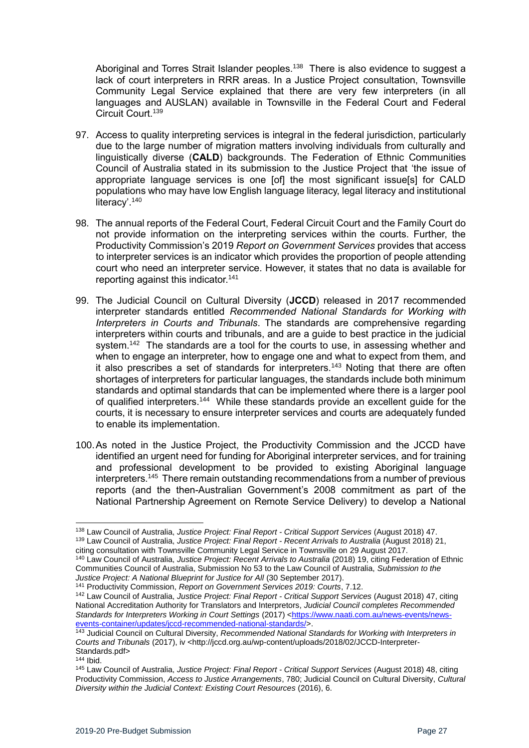Aboriginal and Torres Strait Islander peoples.[138] There is also evidence to suggest a lack of court interpreters in RRR areas. In a Justice Project consultation, Townsville Community Legal Service explained that there are very few interpreters (in all languages and AUSLAN) available in Townsville in the Federal Court and Federal Circuit Court.[139]

97. Access to quality interpreting services is integral in the federal jurisdiction, particularly due to the large number of migration matters involving individuals from culturally and linguistically diverse (**CALD**) backgrounds. The Federation of Ethnic Communities Council of Australia stated in its submission to the Justice Project that 'the issue of appropriate language services is one [of] the most significant issue[s] for CALD populations who may have low English language literacy, legal literacy and institutional literacy'.[140]

98. The annual reports of the Federal Court, Federal Circuit Court and the Family Court do not provide information on the interpreting services within the courts. Further, the Productivity Commission's 2019 *Report on Government Services* provides that access to interpreter services is an indicator which provides the proportion of people attending court who need an interpreter service. However, it states that no data is available for reporting against this indicator.[141]

99. The Judicial Council on Cultural Diversity (**JCCD**) released in 2017 recommended interpreter standards entitled *Recommended National Standards for Working with Interpreters in Courts and Tribunals*. The standards are comprehensive regarding interpreters within courts and tribunals, and are a guide to best practice in the judicial system.[142] The standards are a tool for the courts to use, in assessing whether and when to engage an interpreter, how to engage one and what to expect from them, and it also prescribes a set of standards for interpreters.[143] Noting that there are often shortages of interpreters for particular languages, the standards include both minimum standards and optimal standards that can be implemented where there is a larger pool of qualified interpreters.[144] While these standards provide an excellent guide for the courts, it is necessary to ensure interpreter services and courts are adequately funded to enable its implementation.

100. As noted in the Justice Project, the Productivity Commission and the JCCD have identified an urgent need for funding for Aboriginal interpreter services, and for training and professional development to be provided to existing Aboriginal language interpreters.[145] There remain outstanding recommendations from a number of previous reports (and the then-Australian Government's 2008 commitment as part of the National Partnership Agreement on Remote Service Delivery) to develop a National

---

[138] Law Council of Australia, *Justice Project: Final Report - Critical Support Services* (August 2018) 47.

[139] Law Council of Australia, *Justice Project: Final Report - Recent Arrivals to Australia* (August 2018) 21, citing consultation with Townsville Community Legal Service in Townsville on 29 August 2017.

[140] Law Council of Australia, *Justice Project: Recent Arrivals to Australia* (2018) 19, citing Federation of Ethnic Communities Council of Australia, Submission No 53 to the Law Council of Australia, *Submission to the Justice Project: A National Blueprint for Justice for All* (30 September 2017).

[141] Productivity Commission, *Report on Government Services 2019: Courts*, 7.12.

[142] Law Council of Australia, *Justice Project: Final Report - Critical Support Services* (August 2018) 47, citing National Accreditation Authority for Translators and Interpretors, *Judicial Council completes Recommended Standards for Interpreters Working in Court Settings* (2017) <https://www.naati.com.au/news-events/news-events-container/updates/jccd-recommended-national-standards/>.

[143] Judicial Council on Cultural Diversity, *Recommended National Standards for Working with Interpreters in Courts and Tribunals* (2017), iv <http://jccd.org.au/wp-content/uploads/2018/02/JCCD-Interpreter-Standards.pdf>

[144] Ibid.

[145] Law Council of Australia, *Justice Project: Final Report - Critical Support Services* (August 2018) 48, citing Productivity Commission, *Access to Justice Arrangements*, 780; Judicial Council on Cultural Diversity, *Cultural Diversity within the Judicial Context: Existing Court Resources* (2016), 6.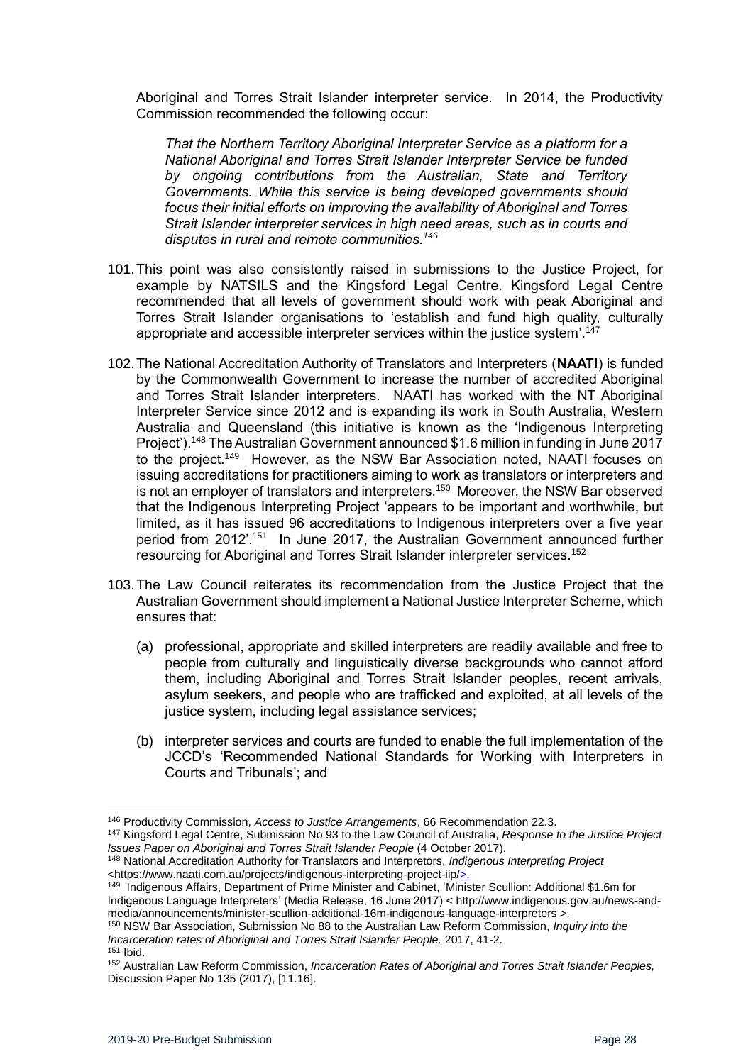Aboriginal and Torres Strait Islander interpreter service. In 2014, the Productivity Commission recommended the following occur:

> *That the Northern Territory Aboriginal Interpreter Service as a platform for a National Aboriginal and Torres Strait Islander Interpreter Service be funded by ongoing contributions from the Australian, State and Territory Governments. While this service is being developed governments should focus their initial efforts on improving the availability of Aboriginal and Torres Strait Islander interpreter services in high need areas, such as in courts and disputes in rural and remote communities.*[146]

101. This point was also consistently raised in submissions to the Justice Project, for example by NATSILS and the Kingsford Legal Centre. Kingsford Legal Centre recommended that all levels of government should work with peak Aboriginal and Torres Strait Islander organisations to 'establish and fund high quality, culturally appropriate and accessible interpreter services within the justice system'.[147]

102. The National Accreditation Authority of Translators and Interpreters (**NAATI**) is funded by the Commonwealth Government to increase the number of accredited Aboriginal and Torres Strait Islander interpreters. NAATI has worked with the NT Aboriginal Interpreter Service since 2012 and is expanding its work in South Australia, Western Australia and Queensland (this initiative is known as the 'Indigenous Interpreting Project').[148] The Australian Government announced $1.6 million in funding in June 2017 to the project.[149] However, as the NSW Bar Association noted, NAATI focuses on issuing accreditations for practitioners aiming to work as translators or interpreters and is not an employer of translators and interpreters.[150] Moreover, the NSW Bar observed that the Indigenous Interpreting Project 'appears to be important and worthwhile, but limited, as it has issued 96 accreditations to Indigenous interpreters over a five year period from 2012'.[151] In June 2017, the Australian Government announced further resourcing for Aboriginal and Torres Strait Islander interpreter services.[152]

103. The Law Council reiterates its recommendation from the Justice Project that the Australian Government should implement a National Justice Interpreter Scheme, which ensures that:

    (a) professional, appropriate and skilled interpreters are readily available and free to people from culturally and linguistically diverse backgrounds who cannot afford them, including Aboriginal and Torres Strait Islander peoples, recent arrivals, asylum seekers, and people who are trafficked and exploited, at all levels of the justice system, including legal assistance services;

    (b) interpreter services and courts are funded to enable the full implementation of the JCCD's 'Recommended National Standards for Working with Interpreters in Courts and Tribunals'; and

---

[146] Productivity Commission, *Access to Justice Arrangements*, 66 Recommendation 22.3.

[147] Kingsford Legal Centre, Submission No 93 to the Law Council of Australia, *Response to the Justice Project Issues Paper on Aboriginal and Torres Strait Islander People* (4 October 2017).

[148] National Accreditation Authority for Translators and Interpretors, *Indigenous Interpreting Project* <https://www.naati.com.au/projects/indigenous-interpreting-project-iip/>.

[149] Indigenous Affairs, Department of Prime Minister and Cabinet, 'Minister Scullion: Additional $1.6m for Indigenous Language Interpreters' (Media Release, 16 June 2017) < http://www.indigenous.gov.au/news-and-media/announcements/minister-scullion-additional-16m-indigenous-language-interpreters >.

[150] NSW Bar Association, Submission No 88 to the Australian Law Reform Commission, *Inquiry into the Incarceration rates of Aboriginal and Torres Strait Islander People,* 2017, 41-2.

[151] Ibid.

[152] Australian Law Reform Commission, *Incarceration Rates of Aboriginal and Torres Strait Islander Peoples,* Discussion Paper No 135 (2017), [11.16].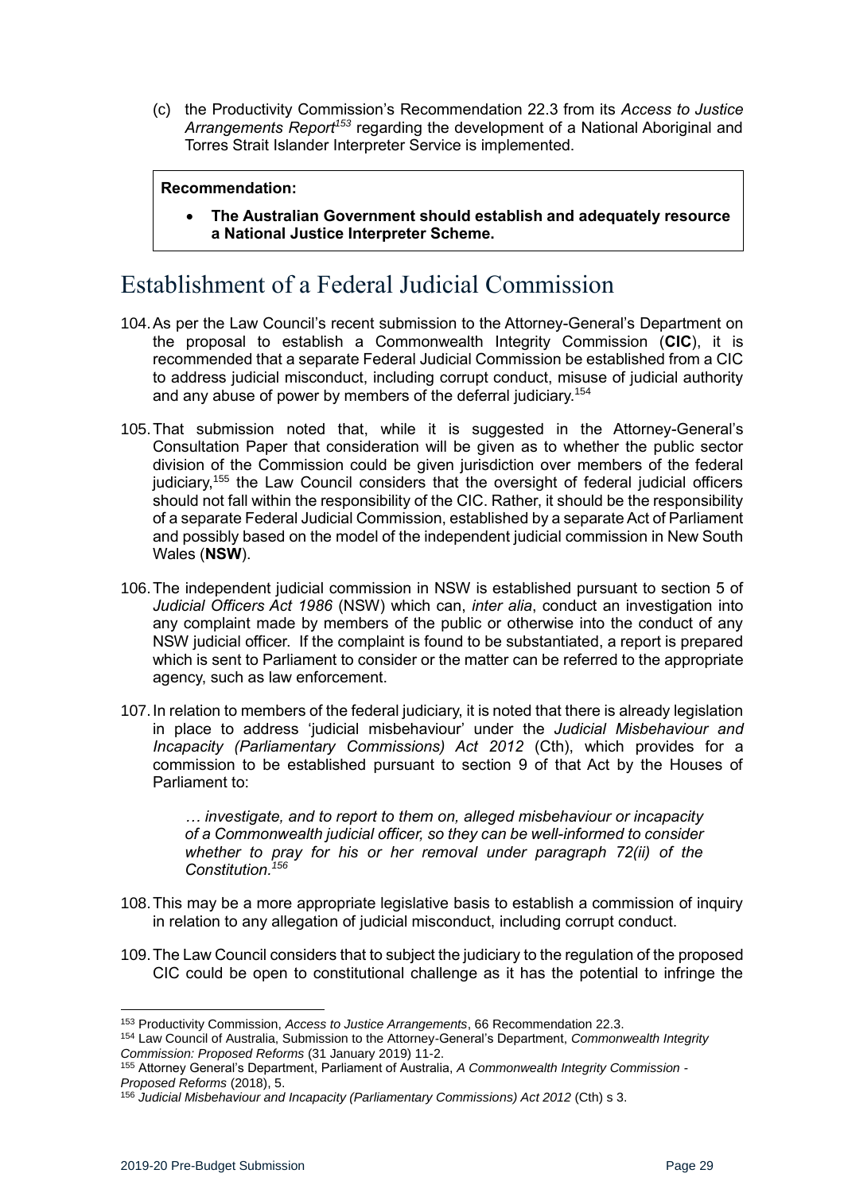(c) the Productivity Commission's Recommendation 22.3 from its *Access to Justice Arrangements Report*[153] regarding the development of a National Aboriginal and Torres Strait Islander Interpreter Service is implemented.

> **Recommendation:**
>
> - **The Australian Government should establish and adequately resource a National Justice Interpreter Scheme.**

# Establishment of a Federal Judicial Commission

104. As per the Law Council's recent submission to the Attorney-General's Department on the proposal to establish a Commonwealth Integrity Commission (**CIC**), it is recommended that a separate Federal Judicial Commission be established from a CIC to address judicial misconduct, including corrupt conduct, misuse of judicial authority and any abuse of power by members of the deferral judiciary.[154]

105. That submission noted that, while it is suggested in the Attorney-General's Consultation Paper that consideration will be given as to whether the public sector division of the Commission could be given jurisdiction over members of the federal judiciary,[155] the Law Council considers that the oversight of federal judicial officers should not fall within the responsibility of the CIC. Rather, it should be the responsibility of a separate Federal Judicial Commission, established by a separate Act of Parliament and possibly based on the model of the independent judicial commission in New South Wales (**NSW**).

106. The independent judicial commission in NSW is established pursuant to section 5 of *Judicial Officers Act 1986* (NSW) which can, *inter alia*, conduct an investigation into any complaint made by members of the public or otherwise into the conduct of any NSW judicial officer. If the complaint is found to be substantiated, a report is prepared which is sent to Parliament to consider or the matter can be referred to the appropriate agency, such as law enforcement.

107. In relation to members of the federal judiciary, it is noted that there is already legislation in place to address 'judicial misbehaviour' under the *Judicial Misbehaviour and Incapacity (Parliamentary Commissions) Act 2012* (Cth), which provides for a commission to be established pursuant to section 9 of that Act by the Houses of Parliament to:

> *… investigate, and to report to them on, alleged misbehaviour or incapacity of a Commonwealth judicial officer, so they can be well-informed to consider whether to pray for his or her removal under paragraph 72(ii) of the Constitution.*[156]

108. This may be a more appropriate legislative basis to establish a commission of inquiry in relation to any allegation of judicial misconduct, including corrupt conduct.

109. The Law Council considers that to subject the judiciary to the regulation of the proposed CIC could be open to constitutional challenge as it has the potential to infringe the

---

[153] Productivity Commission, *Access to Justice Arrangements*, 66 Recommendation 22.3.

[154] Law Council of Australia, Submission to the Attorney-General's Department, *Commonwealth Integrity Commission: Proposed Reforms* (31 January 2019) 11-2.

[155] Attorney General's Department, Parliament of Australia, *A Commonwealth Integrity Commission - Proposed Reforms* (2018), 5.

[156] *Judicial Misbehaviour and Incapacity (Parliamentary Commissions) Act 2012* (Cth) s 3.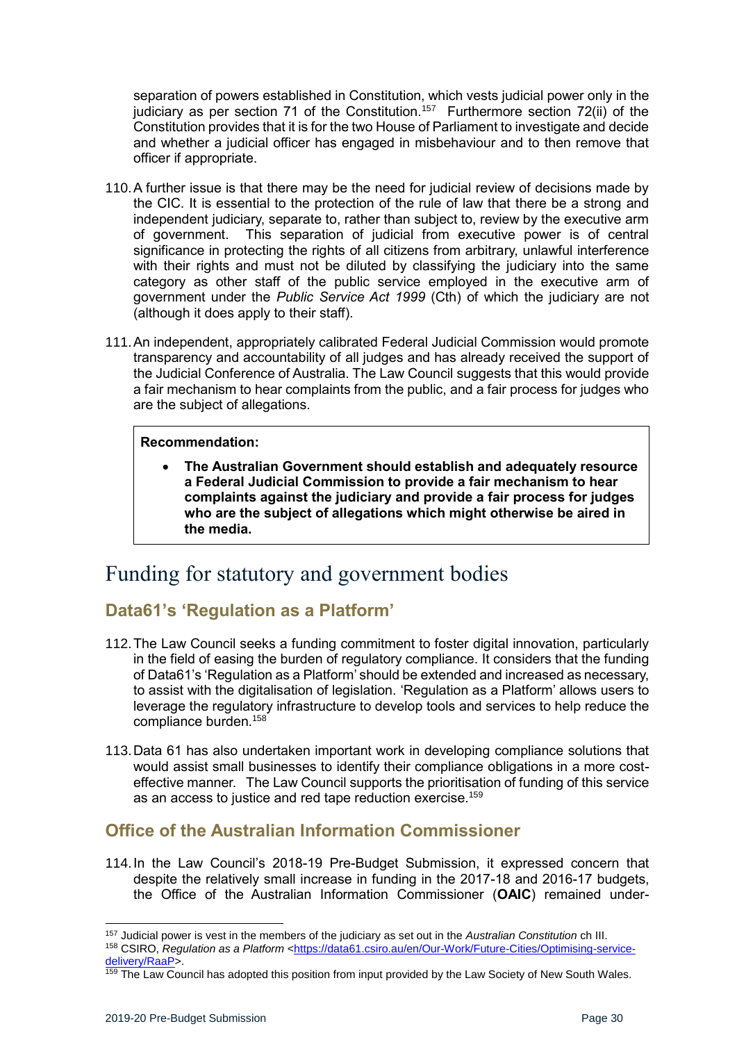separation of powers established in Constitution, which vests judicial power only in the judiciary as per section 71 of the Constitution.[157] Furthermore section 72(ii) of the Constitution provides that it is for the two House of Parliament to investigate and decide and whether a judicial officer has engaged in misbehaviour and to then remove that officer if appropriate.

110. A further issue is that there may be the need for judicial review of decisions made by the CIC. It is essential to the protection of the rule of law that there be a strong and independent judiciary, separate to, rather than subject to, review by the executive arm of government. This separation of judicial from executive power is of central significance in protecting the rights of all citizens from arbitrary, unlawful interference with their rights and must not be diluted by classifying the judiciary into the same category as other staff of the public service employed in the executive arm of government under the *Public Service Act 1999* (Cth) of which the judiciary are not (although it does apply to their staff).

111. An independent, appropriately calibrated Federal Judicial Commission would promote transparency and accountability of all judges and has already received the support of the Judicial Conference of Australia. The Law Council suggests that this would provide a fair mechanism to hear complaints from the public, and a fair process for judges who are the subject of allegations.

**Recommendation:**

- **The Australian Government should establish and adequately resource a Federal Judicial Commission to provide a fair mechanism to hear complaints against the judiciary and provide a fair process for judges who are the subject of allegations which might otherwise be aired in the media.**

# Funding for statutory and government bodies

## Data61's 'Regulation as a Platform'

112. The Law Council seeks a funding commitment to foster digital innovation, particularly in the field of easing the burden of regulatory compliance. It considers that the funding of Data61's 'Regulation as a Platform' should be extended and increased as necessary, to assist with the digitalisation of legislation. 'Regulation as a Platform' allows users to leverage the regulatory infrastructure to develop tools and services to help reduce the compliance burden.[158]

113. Data 61 has also undertaken important work in developing compliance solutions that would assist small businesses to identify their compliance obligations in a more cost-effective manner. The Law Council supports the prioritisation of funding of this service as an access to justice and red tape reduction exercise.[159]

## Office of the Australian Information Commissioner

114. In the Law Council's 2018-19 Pre-Budget Submission, it expressed concern that despite the relatively small increase in funding in the 2017-18 and 2016-17 budgets, the Office of the Australian Information Commissioner (**OAIC**) remained under-

---

[157] Judicial power is vest in the members of the judiciary as set out in the *Australian Constitution* ch III.

[158] CSIRO, *Regulation as a Platform* <https://data61.csiro.au/en/Our-Work/Future-Cities/Optimising-service-delivery/RaaP>.

[159] The Law Council has adopted this position from input provided by the Law Society of New South Wales.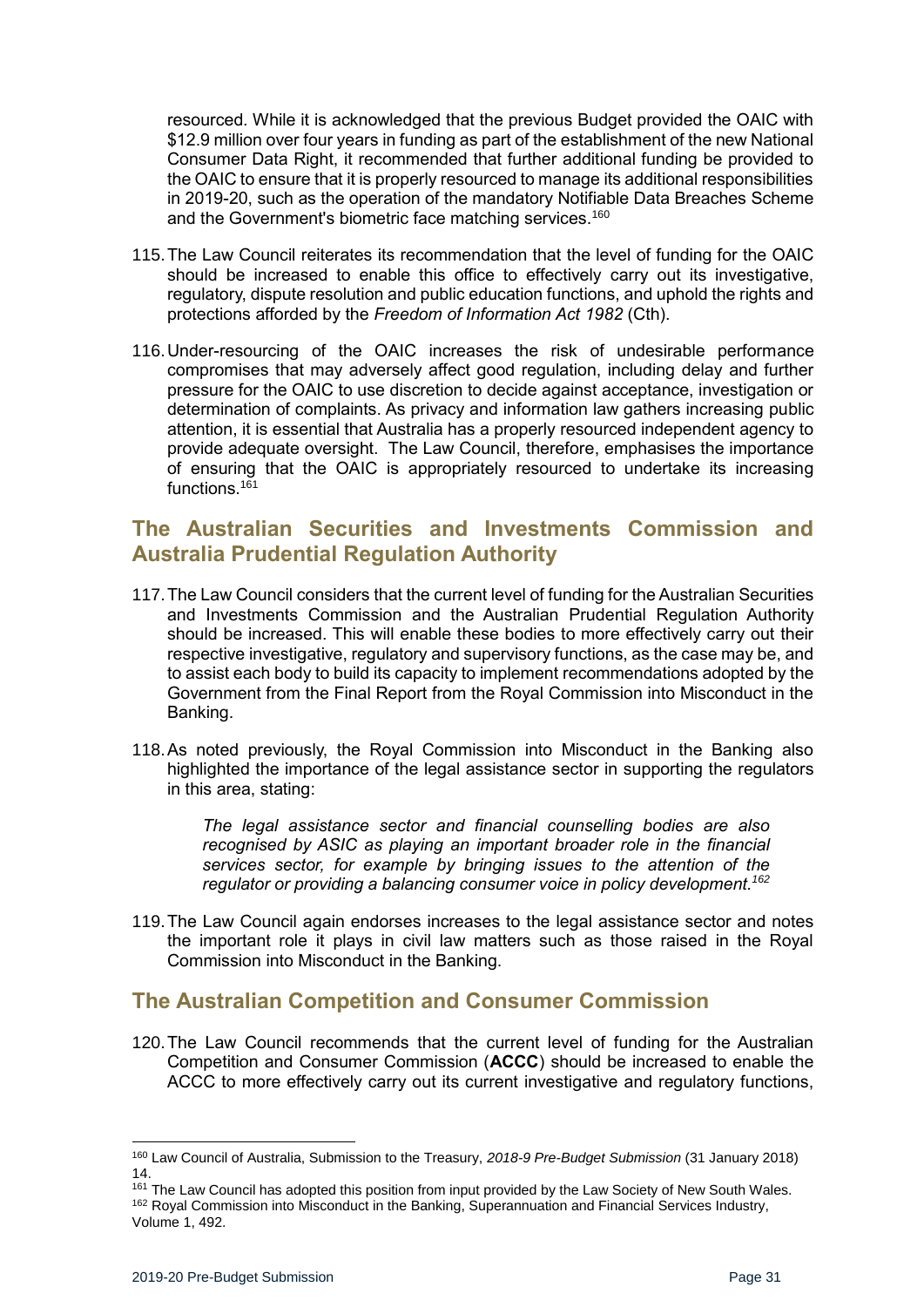resourced. While it is acknowledged that the previous Budget provided the OAIC with $12.9 million over four years in funding as part of the establishment of the new National Consumer Data Right, it recommended that further additional funding be provided to the OAIC to ensure that it is properly resourced to manage its additional responsibilities in 2019-20, such as the operation of the mandatory Notifiable Data Breaches Scheme and the Government's biometric face matching services.[160]

115. The Law Council reiterates its recommendation that the level of funding for the OAIC should be increased to enable this office to effectively carry out its investigative, regulatory, dispute resolution and public education functions, and uphold the rights and protections afforded by the *Freedom of Information Act 1982* (Cth).

116. Under-resourcing of the OAIC increases the risk of undesirable performance compromises that may adversely affect good regulation, including delay and further pressure for the OAIC to use discretion to decide against acceptance, investigation or determination of complaints. As privacy and information law gathers increasing public attention, it is essential that Australia has a properly resourced independent agency to provide adequate oversight. The Law Council, therefore, emphasises the importance of ensuring that the OAIC is appropriately resourced to undertake its increasing functions.[161]

## The Australian Securities and Investments Commission and Australia Prudential Regulation Authority

117. The Law Council considers that the current level of funding for the Australian Securities and Investments Commission and the Australian Prudential Regulation Authority should be increased. This will enable these bodies to more effectively carry out their respective investigative, regulatory and supervisory functions, as the case may be, and to assist each body to build its capacity to implement recommendations adopted by the Government from the Final Report from the Royal Commission into Misconduct in the Banking.

118. As noted previously, the Royal Commission into Misconduct in the Banking also highlighted the importance of the legal assistance sector in supporting the regulators in this area, stating:

> *The legal assistance sector and financial counselling bodies are also recognised by ASIC as playing an important broader role in the financial services sector, for example by bringing issues to the attention of the regulator or providing a balancing consumer voice in policy development.*[162]

119. The Law Council again endorses increases to the legal assistance sector and notes the important role it plays in civil law matters such as those raised in the Royal Commission into Misconduct in the Banking.

## The Australian Competition and Consumer Commission

120. The Law Council recommends that the current level of funding for the Australian Competition and Consumer Commission (**ACCC**) should be increased to enable the ACCC to more effectively carry out its current investigative and regulatory functions,

---

[160] Law Council of Australia, Submission to the Treasury, *2018-9 Pre-Budget Submission* (31 January 2018) 14.

[161] The Law Council has adopted this position from input provided by the Law Society of New South Wales.

[162] Royal Commission into Misconduct in the Banking, Superannuation and Financial Services Industry, Volume 1, 492.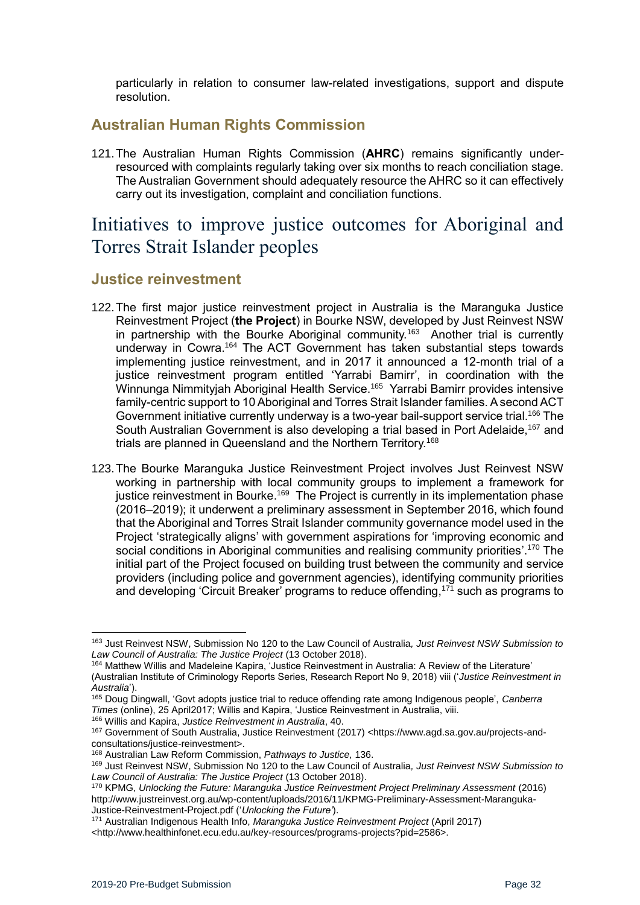particularly in relation to consumer law-related investigations, support and dispute resolution.

### Australian Human Rights Commission

121. The Australian Human Rights Commission (**AHRC**) remains significantly under-resourced with complaints regularly taking over six months to reach conciliation stage. The Australian Government should adequately resource the AHRC so it can effectively carry out its investigation, complaint and conciliation functions.

## Initiatives to improve justice outcomes for Aboriginal and Torres Strait Islander peoples

### Justice reinvestment

122. The first major justice reinvestment project in Australia is the Maranguka Justice Reinvestment Project (**the Project**) in Bourke NSW, developed by Just Reinvest NSW in partnership with the Bourke Aboriginal community.[163] Another trial is currently underway in Cowra.[164] The ACT Government has taken substantial steps towards implementing justice reinvestment, and in 2017 it announced a 12-month trial of a justice reinvestment program entitled 'Yarrabi Bamirr', in coordination with the Winnunga Nimmityjah Aboriginal Health Service.[165] Yarrabi Bamirr provides intensive family-centric support to 10 Aboriginal and Torres Strait Islander families. A second ACT Government initiative currently underway is a two-year bail-support service trial.[166] The South Australian Government is also developing a trial based in Port Adelaide,[167] and trials are planned in Queensland and the Northern Territory.[168]

123. The Bourke Maranguka Justice Reinvestment Project involves Just Reinvest NSW working in partnership with local community groups to implement a framework for justice reinvestment in Bourke.[169] The Project is currently in its implementation phase (2016–2019); it underwent a preliminary assessment in September 2016, which found that the Aboriginal and Torres Strait Islander community governance model used in the Project 'strategically aligns' with government aspirations for 'improving economic and social conditions in Aboriginal communities and realising community priorities'.[170] The initial part of the Project focused on building trust between the community and service providers (including police and government agencies), identifying community priorities and developing 'Circuit Breaker' programs to reduce offending,[171] such as programs to

---

[163] Just Reinvest NSW, Submission No 120 to the Law Council of Australia, *Just Reinvest NSW Submission to Law Council of Australia: The Justice Project* (13 October 2018).

[164] Matthew Willis and Madeleine Kapira, 'Justice Reinvestment in Australia: A Review of the Literature' (Australian Institute of Criminology Reports Series, Research Report No 9, 2018) viii ('*Justice Reinvestment in Australia*').

[165] Doug Dingwall, 'Govt adopts justice trial to reduce offending rate among Indigenous people', *Canberra Times* (online), 25 April2017; Willis and Kapira, 'Justice Reinvestment in Australia, viii.

[166] Willis and Kapira, *Justice Reinvestment in Australia*, 40.

[167] Government of South Australia, Justice Reinvestment (2017) <https://www.agd.sa.gov.au/projects-and-consultations/justice-reinvestment>.

[168] Australian Law Reform Commission, *Pathways to Justice,* 136.

[169] Just Reinvest NSW, Submission No 120 to the Law Council of Australia, *Just Reinvest NSW Submission to Law Council of Australia: The Justice Project* (13 October 2018).

[170] KPMG, *Unlocking the Future: Maranguka Justice Reinvestment Project Preliminary Assessment* (2016) http://www.justreinvest.org.au/wp-content/uploads/2016/11/KPMG-Preliminary-Assessment-Maranguka-Justice-Reinvestment-Project.pdf ('*Unlocking the Future'*).

[171] Australian Indigenous Health Info, *Maranguka Justice Reinvestment Project* (April 2017) <http://www.healthinfonet.ecu.edu.au/key-resources/programs-projects?pid=2586>.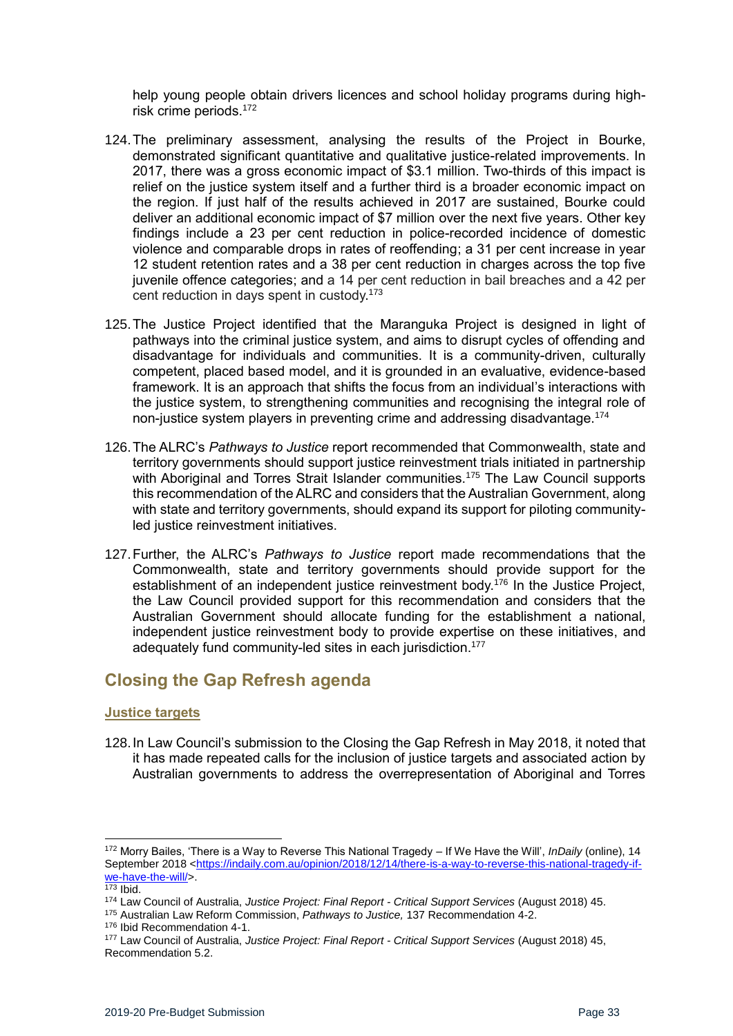help young people obtain drivers licences and school holiday programs during high-risk crime periods.[172]

124. The preliminary assessment, analysing the results of the Project in Bourke, demonstrated significant quantitative and qualitative justice-related improvements. In 2017, there was a gross economic impact of $3.1 million. Two-thirds of this impact is relief on the justice system itself and a further third is a broader economic impact on the region. If just half of the results achieved in 2017 are sustained, Bourke could deliver an additional economic impact of $7 million over the next five years. Other key findings include a 23 per cent reduction in police-recorded incidence of domestic violence and comparable drops in rates of reoffending; a 31 per cent increase in year 12 student retention rates and a 38 per cent reduction in charges across the top five juvenile offence categories; and a 14 per cent reduction in bail breaches and a 42 per cent reduction in days spent in custody.[173]

125. The Justice Project identified that the Maranguka Project is designed in light of pathways into the criminal justice system, and aims to disrupt cycles of offending and disadvantage for individuals and communities. It is a community-driven, culturally competent, placed based model, and it is grounded in an evaluative, evidence-based framework. It is an approach that shifts the focus from an individual's interactions with the justice system, to strengthening communities and recognising the integral role of non-justice system players in preventing crime and addressing disadvantage.[174]

126. The ALRC's *Pathways to Justice* report recommended that Commonwealth, state and territory governments should support justice reinvestment trials initiated in partnership with Aboriginal and Torres Strait Islander communities.[175] The Law Council supports this recommendation of the ALRC and considers that the Australian Government, along with state and territory governments, should expand its support for piloting community-led justice reinvestment initiatives.

127. Further, the ALRC's *Pathways to Justice* report made recommendations that the Commonwealth, state and territory governments should provide support for the establishment of an independent justice reinvestment body.[176] In the Justice Project, the Law Council provided support for this recommendation and considers that the Australian Government should allocate funding for the establishment a national, independent justice reinvestment body to provide expertise on these initiatives, and adequately fund community-led sites in each jurisdiction.[177]

## Closing the Gap Refresh agenda

### Justice targets

128. In Law Council's submission to the Closing the Gap Refresh in May 2018, it noted that it has made repeated calls for the inclusion of justice targets and associated action by Australian governments to address the overrepresentation of Aboriginal and Torres

---

[172] Morry Bailes, 'There is a Way to Reverse This National Tragedy – If We Have the Will', *InDaily* (online), 14 September 2018 <https://indaily.com.au/opinion/2018/12/14/there-is-a-way-to-reverse-this-national-tragedy-if-we-have-the-will/>.

[173] Ibid.

[174] Law Council of Australia, *Justice Project: Final Report - Critical Support Services* (August 2018) 45.

[175] Australian Law Reform Commission, *Pathways to Justice,* 137 Recommendation 4-2.

[176] Ibid Recommendation 4-1.

[177] Law Council of Australia, *Justice Project: Final Report - Critical Support Services* (August 2018) 45, Recommendation 5.2.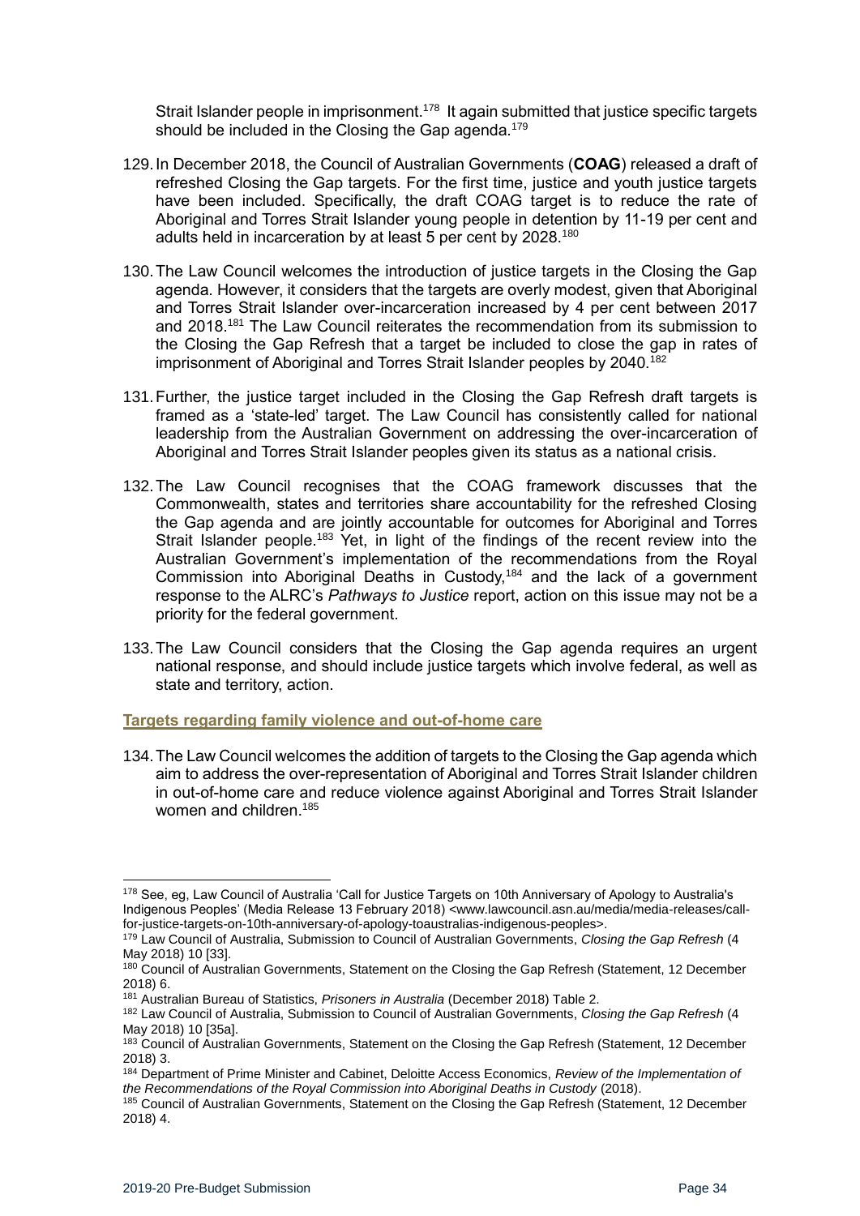Strait Islander people in imprisonment.[178] It again submitted that justice specific targets should be included in the Closing the Gap agenda.[179]

129. In December 2018, the Council of Australian Governments (**COAG**) released a draft of refreshed Closing the Gap targets. For the first time, justice and youth justice targets have been included. Specifically, the draft COAG target is to reduce the rate of Aboriginal and Torres Strait Islander young people in detention by 11-19 per cent and adults held in incarceration by at least 5 per cent by 2028.[180]

130. The Law Council welcomes the introduction of justice targets in the Closing the Gap agenda. However, it considers that the targets are overly modest, given that Aboriginal and Torres Strait Islander over-incarceration increased by 4 per cent between 2017 and 2018.[181] The Law Council reiterates the recommendation from its submission to the Closing the Gap Refresh that a target be included to close the gap in rates of imprisonment of Aboriginal and Torres Strait Islander peoples by 2040.[182]

131. Further, the justice target included in the Closing the Gap Refresh draft targets is framed as a 'state-led' target. The Law Council has consistently called for national leadership from the Australian Government on addressing the over-incarceration of Aboriginal and Torres Strait Islander peoples given its status as a national crisis.

132. The Law Council recognises that the COAG framework discusses that the Commonwealth, states and territories share accountability for the refreshed Closing the Gap agenda and are jointly accountable for outcomes for Aboriginal and Torres Strait Islander people.[183] Yet, in light of the findings of the recent review into the Australian Government's implementation of the recommendations from the Royal Commission into Aboriginal Deaths in Custody,[184] and the lack of a government response to the ALRC's *Pathways to Justice* report, action on this issue may not be a priority for the federal government.

133. The Law Council considers that the Closing the Gap agenda requires an urgent national response, and should include justice targets which involve federal, as well as state and territory, action.

### Targets regarding family violence and out-of-home care

134. The Law Council welcomes the addition of targets to the Closing the Gap agenda which aim to address the over-representation of Aboriginal and Torres Strait Islander children in out-of-home care and reduce violence against Aboriginal and Torres Strait Islander women and children.[185]

---

[178] See, eg, Law Council of Australia 'Call for Justice Targets on 10th Anniversary of Apology to Australia's Indigenous Peoples' (Media Release 13 February 2018) <www.lawcouncil.asn.au/media/media-releases/call-for-justice-targets-on-10th-anniversary-of-apology-toaustralias-indigenous-peoples>.

[179] Law Council of Australia, Submission to Council of Australian Governments, *Closing the Gap Refresh* (4 May 2018) 10 [33].

[180] Council of Australian Governments, Statement on the Closing the Gap Refresh (Statement, 12 December 2018) 6.

[181] Australian Bureau of Statistics, *Prisoners in Australia* (December 2018) Table 2.

[182] Law Council of Australia, Submission to Council of Australian Governments, *Closing the Gap Refresh* (4 May 2018) 10 [35a].

[183] Council of Australian Governments, Statement on the Closing the Gap Refresh (Statement, 12 December 2018) 3.

[184] Department of Prime Minister and Cabinet, Deloitte Access Economics, *Review of the Implementation of the Recommendations of the Royal Commission into Aboriginal Deaths in Custody* (2018).

[185] Council of Australian Governments, Statement on the Closing the Gap Refresh (Statement, 12 December 2018) 4.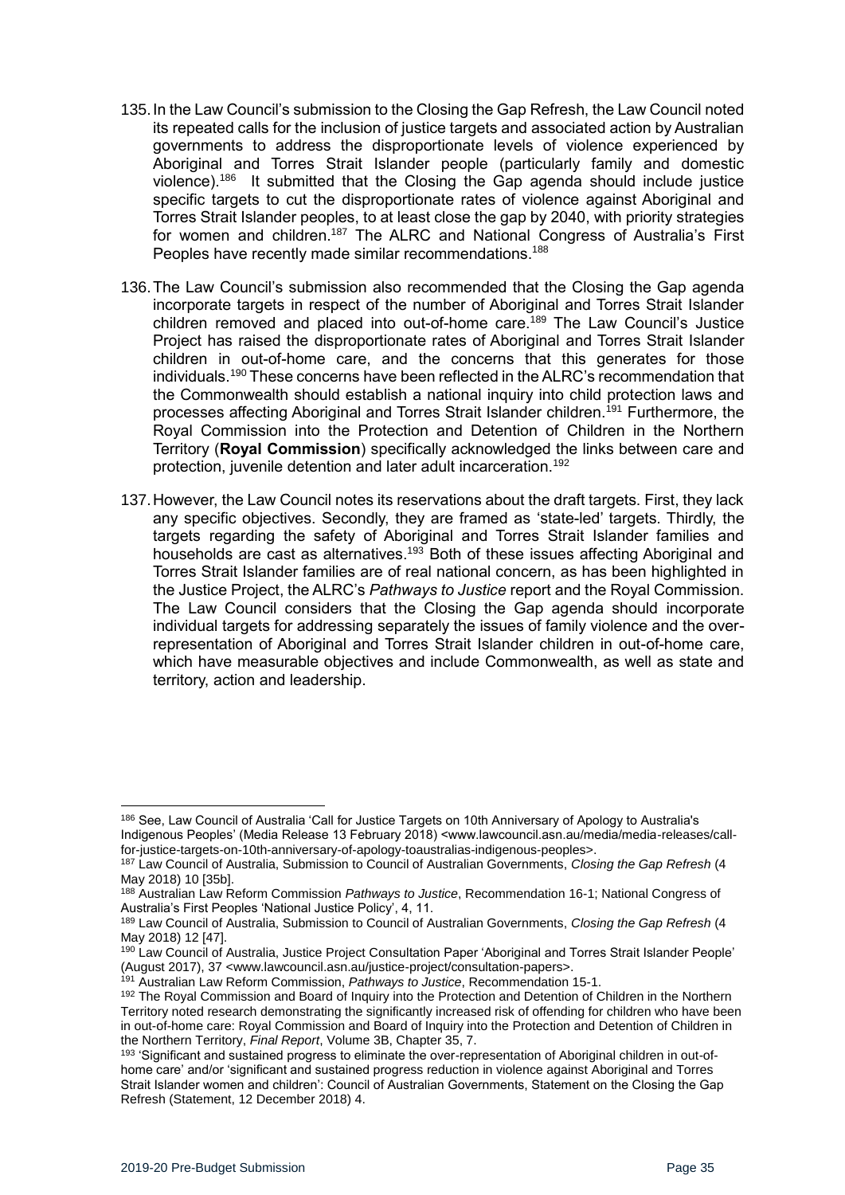135. In the Law Council's submission to the Closing the Gap Refresh, the Law Council noted its repeated calls for the inclusion of justice targets and associated action by Australian governments to address the disproportionate levels of violence experienced by Aboriginal and Torres Strait Islander people (particularly family and domestic violence).[186] It submitted that the Closing the Gap agenda should include justice specific targets to cut the disproportionate rates of violence against Aboriginal and Torres Strait Islander peoples, to at least close the gap by 2040, with priority strategies for women and children.[187] The ALRC and National Congress of Australia's First Peoples have recently made similar recommendations.[188]

136. The Law Council's submission also recommended that the Closing the Gap agenda incorporate targets in respect of the number of Aboriginal and Torres Strait Islander children removed and placed into out-of-home care.[189] The Law Council's Justice Project has raised the disproportionate rates of Aboriginal and Torres Strait Islander children in out-of-home care, and the concerns that this generates for those individuals.[190] These concerns have been reflected in the ALRC's recommendation that the Commonwealth should establish a national inquiry into child protection laws and processes affecting Aboriginal and Torres Strait Islander children.[191] Furthermore, the Royal Commission into the Protection and Detention of Children in the Northern Territory (**Royal Commission**) specifically acknowledged the links between care and protection, juvenile detention and later adult incarceration.[192]

137. However, the Law Council notes its reservations about the draft targets. First, they lack any specific objectives. Secondly, they are framed as 'state-led' targets. Thirdly, the targets regarding the safety of Aboriginal and Torres Strait Islander families and households are cast as alternatives.[193] Both of these issues affecting Aboriginal and Torres Strait Islander families are of real national concern, as has been highlighted in the Justice Project, the ALRC's *Pathways to Justice* report and the Royal Commission. The Law Council considers that the Closing the Gap agenda should incorporate individual targets for addressing separately the issues of family violence and the over-representation of Aboriginal and Torres Strait Islander children in out-of-home care, which have measurable objectives and include Commonwealth, as well as state and territory, action and leadership.

---

[186] See, Law Council of Australia 'Call for Justice Targets on 10th Anniversary of Apology to Australia's Indigenous Peoples' (Media Release 13 February 2018) <www.lawcouncil.asn.au/media/media-releases/call-for-justice-targets-on-10th-anniversary-of-apology-toaustralias-indigenous-peoples>.

[187] Law Council of Australia, Submission to Council of Australian Governments, *Closing the Gap Refresh* (4 May 2018) 10 [35b].

[188] Australian Law Reform Commission *Pathways to Justice*, Recommendation 16-1; National Congress of Australia's First Peoples 'National Justice Policy', 4, 11.

[189] Law Council of Australia, Submission to Council of Australian Governments, *Closing the Gap Refresh* (4 May 2018) 12 [47].

[190] Law Council of Australia, Justice Project Consultation Paper 'Aboriginal and Torres Strait Islander People' (August 2017), 37 <www.lawcouncil.asn.au/justice-project/consultation-papers>.

[191] Australian Law Reform Commission, *Pathways to Justice*, Recommendation 15-1.

[192] The Royal Commission and Board of Inquiry into the Protection and Detention of Children in the Northern Territory noted research demonstrating the significantly increased risk of offending for children who have been in out-of-home care: Royal Commission and Board of Inquiry into the Protection and Detention of Children in the Northern Territory, *Final Report*, Volume 3B, Chapter 35, 7.

[193] 'Significant and sustained progress to eliminate the over-representation of Aboriginal children in out-of-home care' and/or 'significant and sustained progress reduction in violence against Aboriginal and Torres Strait Islander women and children': Council of Australian Governments, Statement on the Closing the Gap Refresh (Statement, 12 December 2018) 4.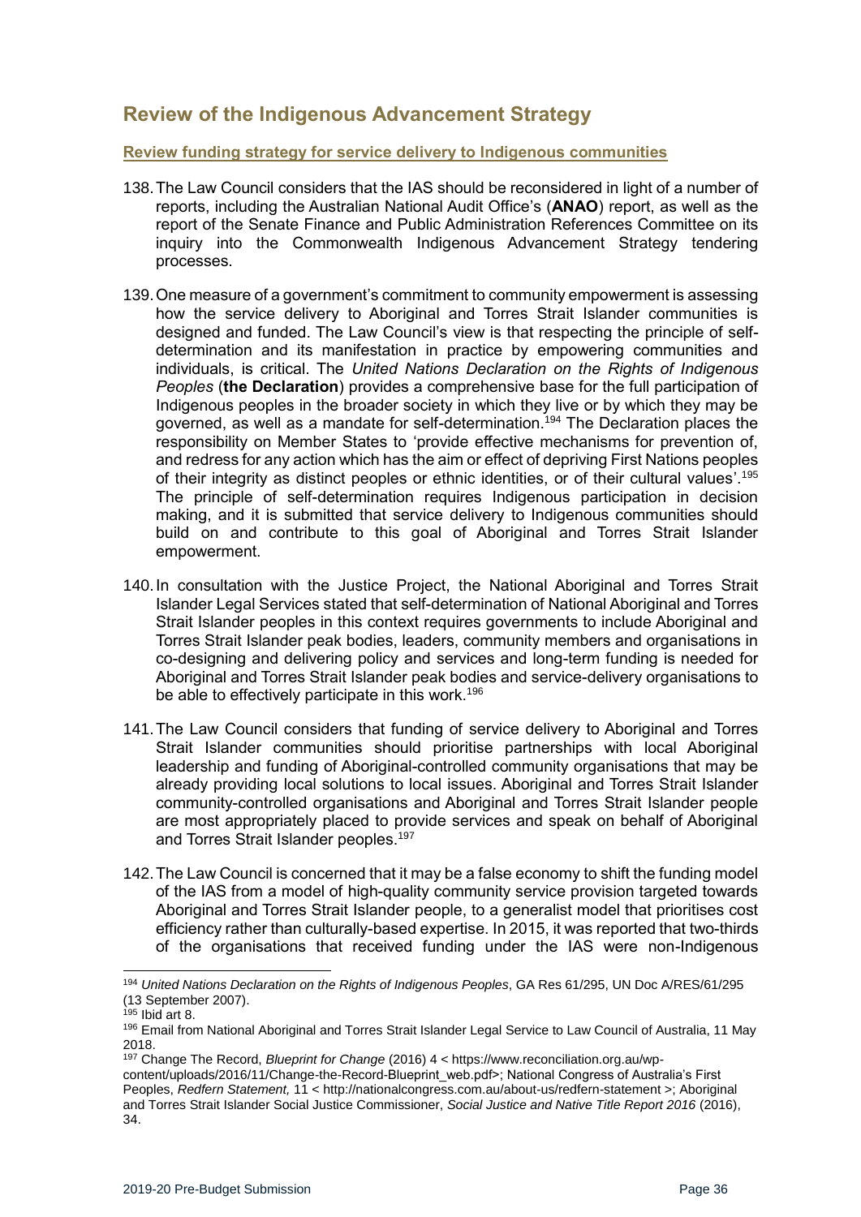## Review of the Indigenous Advancement Strategy

### Review funding strategy for service delivery to Indigenous communities

138. The Law Council considers that the IAS should be reconsidered in light of a number of reports, including the Australian National Audit Office's (**ANAO**) report, as well as the report of the Senate Finance and Public Administration References Committee on its inquiry into the Commonwealth Indigenous Advancement Strategy tendering processes.

139. One measure of a government's commitment to community empowerment is assessing how the service delivery to Aboriginal and Torres Strait Islander communities is designed and funded. The Law Council's view is that respecting the principle of self-determination and its manifestation in practice by empowering communities and individuals, is critical. The *United Nations Declaration on the Rights of Indigenous Peoples* (**the Declaration**) provides a comprehensive base for the full participation of Indigenous peoples in the broader society in which they live or by which they may be governed, as well as a mandate for self-determination.[194] The Declaration places the responsibility on Member States to 'provide effective mechanisms for prevention of, and redress for any action which has the aim or effect of depriving First Nations peoples of their integrity as distinct peoples or ethnic identities, or of their cultural values'.[195] The principle of self-determination requires Indigenous participation in decision making, and it is submitted that service delivery to Indigenous communities should build on and contribute to this goal of Aboriginal and Torres Strait Islander empowerment.

140. In consultation with the Justice Project, the National Aboriginal and Torres Strait Islander Legal Services stated that self-determination of National Aboriginal and Torres Strait Islander peoples in this context requires governments to include Aboriginal and Torres Strait Islander peak bodies, leaders, community members and organisations in co-designing and delivering policy and services and long-term funding is needed for Aboriginal and Torres Strait Islander peak bodies and service-delivery organisations to be able to effectively participate in this work.[196]

141. The Law Council considers that funding of service delivery to Aboriginal and Torres Strait Islander communities should prioritise partnerships with local Aboriginal leadership and funding of Aboriginal-controlled community organisations that may be already providing local solutions to local issues. Aboriginal and Torres Strait Islander community-controlled organisations and Aboriginal and Torres Strait Islander people are most appropriately placed to provide services and speak on behalf of Aboriginal and Torres Strait Islander peoples.[197]

142. The Law Council is concerned that it may be a false economy to shift the funding model of the IAS from a model of high-quality community service provision targeted towards Aboriginal and Torres Strait Islander people, to a generalist model that prioritises cost efficiency rather than culturally-based expertise. In 2015, it was reported that two-thirds of the organisations that received funding under the IAS were non-Indigenous

---

[194] *United Nations Declaration on the Rights of Indigenous Peoples*, GA Res 61/295, UN Doc A/RES/61/295 (13 September 2007).

[195] Ibid art 8.

[196] Email from National Aboriginal and Torres Strait Islander Legal Service to Law Council of Australia, 11 May 2018.

[197] Change The Record, *Blueprint for Change* (2016) 4 < https://www.reconciliation.org.au/wp-content/uploads/2016/11/Change-the-Record-Blueprint_web.pdf>; National Congress of Australia's First Peoples, *Redfern Statement,* 11 < http://nationalcongress.com.au/about-us/redfern-statement >; Aboriginal and Torres Strait Islander Social Justice Commissioner, *Social Justice and Native Title Report 2016* (2016), 34.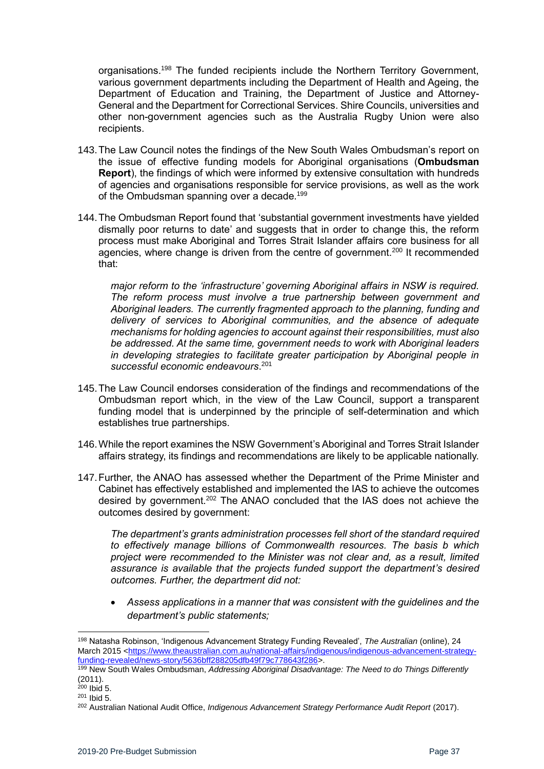organisations.[198] The funded recipients include the Northern Territory Government, various government departments including the Department of Health and Ageing, the Department of Education and Training, the Department of Justice and Attorney-General and the Department for Correctional Services. Shire Councils, universities and other non-government agencies such as the Australia Rugby Union were also recipients.

143. The Law Council notes the findings of the New South Wales Ombudsman's report on the issue of effective funding models for Aboriginal organisations (**Ombudsman Report**), the findings of which were informed by extensive consultation with hundreds of agencies and organisations responsible for service provisions, as well as the work of the Ombudsman spanning over a decade.[199]

144. The Ombudsman Report found that 'substantial government investments have yielded dismally poor returns to date' and suggests that in order to change this, the reform process must make Aboriginal and Torres Strait Islander affairs core business for all agencies, where change is driven from the centre of government.[200] It recommended that:

> *major reform to the 'infrastructure' governing Aboriginal affairs in NSW is required. The reform process must involve a true partnership between government and Aboriginal leaders. The currently fragmented approach to the planning, funding and delivery of services to Aboriginal communities, and the absence of adequate mechanisms for holding agencies to account against their responsibilities, must also be addressed. At the same time, government needs to work with Aboriginal leaders in developing strategies to facilitate greater participation by Aboriginal people in successful economic endeavours*.[201]

145. The Law Council endorses consideration of the findings and recommendations of the Ombudsman report which, in the view of the Law Council, support a transparent funding model that is underpinned by the principle of self-determination and which establishes true partnerships.

146. While the report examines the NSW Government's Aboriginal and Torres Strait Islander affairs strategy, its findings and recommendations are likely to be applicable nationally.

147. Further, the ANAO has assessed whether the Department of the Prime Minister and Cabinet has effectively established and implemented the IAS to achieve the outcomes desired by government.[202] The ANAO concluded that the IAS does not achieve the outcomes desired by government:

> *The department's grants administration processes fell short of the standard required to effectively manage billions of Commonwealth resources. The basis b which project were recommended to the Minister was not clear and, as a result, limited assurance is available that the projects funded support the department's desired outcomes. Further, the department did not:*
>
> - *Assess applications in a manner that was consistent with the guidelines and the department's public statements;*

---

[198] Natasha Robinson, 'Indigenous Advancement Strategy Funding Revealed', *The Australian* (online), 24 March 2015 <https://www.theaustralian.com.au/national-affairs/indigenous/indigenous-advancement-strategy-funding-revealed/news-story/5636bff288205dfb49f79c778643f286>.

[199] New South Wales Ombudsman, *Addressing Aboriginal Disadvantage: The Need to do Things Differently* (2011).

[200] Ibid 5.

[201] Ibid 5.

[202] Australian National Audit Office, *Indigenous Advancement Strategy Performance Audit Report* (2017).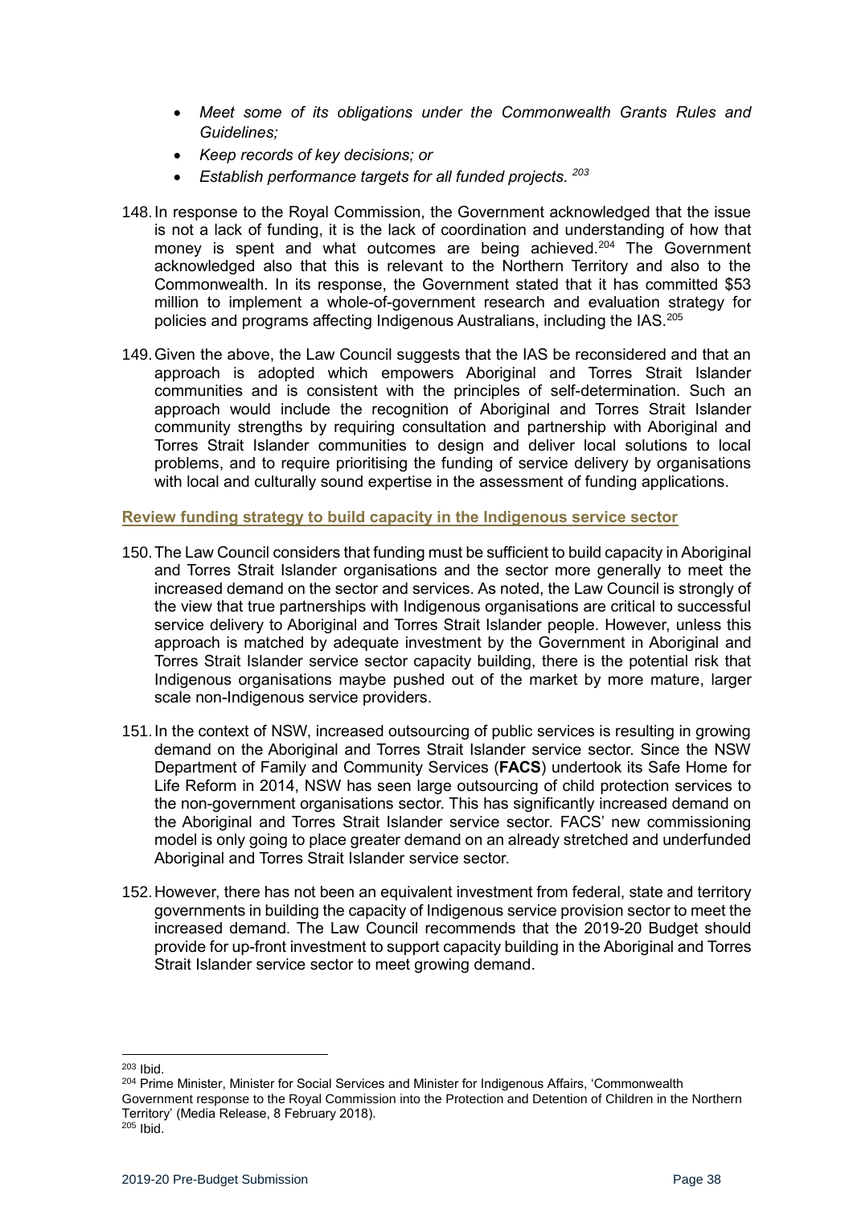- *Meet some of its obligations under the Commonwealth Grants Rules and Guidelines;*
- *Keep records of key decisions; or*
- *Establish performance targets for all funded projects.* [203]

148. In response to the Royal Commission, the Government acknowledged that the issue is not a lack of funding, it is the lack of coordination and understanding of how that money is spent and what outcomes are being achieved.[204] The Government acknowledged also that this is relevant to the Northern Territory and also to the Commonwealth. In its response, the Government stated that it has committed $53 million to implement a whole-of-government research and evaluation strategy for policies and programs affecting Indigenous Australians, including the IAS.[205]

149. Given the above, the Law Council suggests that the IAS be reconsidered and that an approach is adopted which empowers Aboriginal and Torres Strait Islander communities and is consistent with the principles of self-determination. Such an approach would include the recognition of Aboriginal and Torres Strait Islander community strengths by requiring consultation and partnership with Aboriginal and Torres Strait Islander communities to design and deliver local solutions to local problems, and to require prioritising the funding of service delivery by organisations with local and culturally sound expertise in the assessment of funding applications.

#### Review funding strategy to build capacity in the Indigenous service sector

150. The Law Council considers that funding must be sufficient to build capacity in Aboriginal and Torres Strait Islander organisations and the sector more generally to meet the increased demand on the sector and services. As noted, the Law Council is strongly of the view that true partnerships with Indigenous organisations are critical to successful service delivery to Aboriginal and Torres Strait Islander people. However, unless this approach is matched by adequate investment by the Government in Aboriginal and Torres Strait Islander service sector capacity building, there is the potential risk that Indigenous organisations maybe pushed out of the market by more mature, larger scale non-Indigenous service providers.

151. In the context of NSW, increased outsourcing of public services is resulting in growing demand on the Aboriginal and Torres Strait Islander service sector. Since the NSW Department of Family and Community Services (**FACS**) undertook its Safe Home for Life Reform in 2014, NSW has seen large outsourcing of child protection services to the non-government organisations sector. This has significantly increased demand on the Aboriginal and Torres Strait Islander service sector. FACS' new commissioning model is only going to place greater demand on an already stretched and underfunded Aboriginal and Torres Strait Islander service sector.

152. However, there has not been an equivalent investment from federal, state and territory governments in building the capacity of Indigenous service provision sector to meet the increased demand. The Law Council recommends that the 2019-20 Budget should provide for up-front investment to support capacity building in the Aboriginal and Torres Strait Islander service sector to meet growing demand.

---

[203] Ibid.

[204] Prime Minister, Minister for Social Services and Minister for Indigenous Affairs, 'Commonwealth Government response to the Royal Commission into the Protection and Detention of Children in the Northern Territory' (Media Release, 8 February 2018).

[205] Ibid.